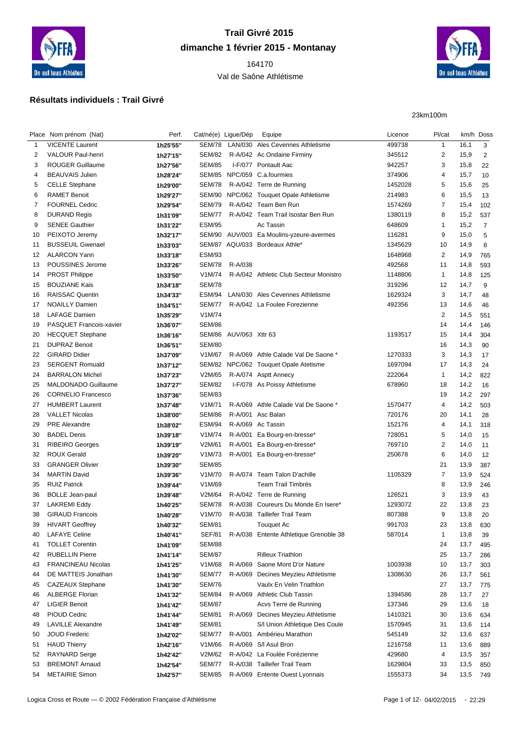# Trail Givré 2015

## dimanche 1 février 2015 - Montanay

164170

Val de Saône Athlétisme

### Résultats individuels : Trail Givré

23km100m

| Place | Nom prénom (Nat) | Perf. | Cat/né(e) | Ligue/Dép | Equipe | Licence | Pl/cat | km/h | Doss |
|---|---|---|---|---|---|---|---|---|---|
| 1 | VICENTE Laurent | **1h25'55''** | SEM/78 | LAN/030 | Ales Cevennes Athletisme | 499738 | 1 | 16,1 | 3 |
| 2 | VALOUR Paul-henri | **1h27'15''** | SEM/82 | R-A/042 | Ac Ondaine Firminy | 345512 | 2 | 15,9 | 2 |
| 3 | ROUGER Guillaume | **1h27'56''** | SEM/85 | I-F/077 | Pontault Aac | 942257 | 3 | 15,8 | 22 |
| 4 | BEAUVAIS Julien | **1h28'24''** | SEM/85 | NPC/059 | C.a.fourmies | 374906 | 4 | 15,7 | 10 |
| 5 | CELLE Stephane | **1h29'00''** | SEM/78 | R-A/042 | Terre de Running | 1452028 | 5 | 15,6 | 25 |
| 6 | RAMET Benoit | **1h29'27''** | SEM/90 | NPC/062 | Touquet Opale Athletisme | 214983 | 6 | 15,5 | 13 |
| 7 | FOURNEL Cedric | **1h29'54''** | SEM/79 | R-A/042 | Team Ben Run | 1574269 | 7 | 15,4 | 102 |
| 8 | DURAND Regis | **1h31'09''** | SEM/77 | R-A/042 | Team Trail Isostar Ben Run | 1380119 | 8 | 15,2 | 537 |
| 9 | SENEE Gauthier | **1h31'22''** | ESM/95 | | Ac Tassin | 648609 | 1 | 15,2 | 7 |
| 10 | PEIXOTO Jeremy | **1h32'17''** | SEM/90 | AUV/003 | Ea Moulins-yzeure-avermes | 116281 | 9 | 15,0 | 5 |
| 11 | BUSSEUIL Gwenael | **1h33'03''** | SEM/87 | AQU/033 | Bordeaux Athle* | 1345629 | 10 | 14,9 | 8 |
| 12 | ALARCON Yann | **1h33'18''** | ESM/93 | | | 1648968 | 2 | 14,9 | 765 |
| 13 | POUSSINES Jerome | **1h33'26''** | SEM/78 | R-A/038 | | 492568 | 11 | 14,8 | 593 |
| 14 | PROST Philippe | **1h33'50''** | V1M/74 | R-A/042 | Athletic Club Secteur Monistro | 1148806 | 1 | 14,8 | 125 |
| 15 | BOUZIANE Kais | **1h34'18''** | SEM/78 | | | 319296 | 12 | 14,7 | 9 |
| 16 | RAISSAC Quentin | **1h34'33''** | ESM/94 | LAN/030 | Ales Cevennes Athletisme | 1629324 | 3 | 14,7 | 48 |
| 17 | NOAILLY Damien | **1h34'51''** | SEM/77 | R-A/042 | La Foulee Forezienne | 492356 | 13 | 14,6 | 46 |
| 18 | LAFAGE Damien | **1h35'29''** | V1M/74 | | | | 2 | 14,5 | 551 |
| 19 | PASQUET Francois-xavier | **1h36'07''** | SEM/86 | | | | 14 | 14,4 | 146 |
| 20 | HECQUET Stephane | **1h36'16''** | SEM/86 | AUV/063 | Xttr 63 | 1193517 | 15 | 14,4 | 304 |
| 21 | DUPRAZ Benoit | **1h36'51''** | SEM/80 | | | | 16 | 14,3 | 90 |
| 22 | GIRARD Didier | **1h37'09''** | V1M/67 | R-A/069 | Athle Calade Val De Saone * | 1270333 | 3 | 14,3 | 17 |
| 23 | SERGENT Romuald | **1h37'12''** | SEM/82 | NPC/062 | Touquet Opale Atetisme | 1697094 | 17 | 14,3 | 24 |
| 24 | BARRALON Michel | **1h37'23''** | V2M/65 | R-A/074 | Asptt Annecy | 222064 | 1 | 14,2 | 822 |
| 25 | MALDONADO Guillaume | **1h37'27''** | SEM/82 | I-F/078 | As Poissy Athletisme | 678960 | 18 | 14,2 | 16 |
| 26 | CORNELIO Francesco | **1h37'36''** | SEM/83 | | | | 19 | 14,2 | 297 |
| 27 | HUMBERT Laurent | **1h37'48''** | V1M/71 | R-A/069 | Athle Calade Val De Saone * | 1570477 | 4 | 14,2 | 503 |
| 28 | VALLET Nicolas | **1h38'00''** | SEM/86 | R-A/001 | Asc Balan | 720176 | 20 | 14,1 | 28 |
| 29 | PRE Alexandre | **1h38'02''** | ESM/94 | R-A/069 | Ac Tassin | 152176 | 4 | 14,1 | 318 |
| 30 | BADEL Denis | **1h39'18''** | V1M/74 | R-A/001 | Ea Bourg-en-bresse* | 728051 | 5 | 14,0 | 15 |
| 31 | RIBEIRO Georges | **1h39'19''** | V2M/61 | R-A/001 | Ea Bourg-en-bresse* | 769710 | 2 | 14,0 | 11 |
| 32 | ROUX Gerald | **1h39'20''** | V1M/73 | R-A/001 | Ea Bourg-en-bresse* | 250678 | 6 | 14,0 | 12 |
| 33 | GRANGER Olivier | **1h39'30''** | SEM/85 | | | | 21 | 13,9 | 387 |
| 34 | MARTIN David | **1h39'36''** | V1M/70 | R-A/074 | Team Talon D'achille | 1105329 | 7 | 13,9 | 524 |
| 35 | RUIZ Patrick | **1h39'44''** | V1M/69 | | Team Trail Timbrés | | 8 | 13,9 | 246 |
| 36 | BOLLE Jean-paul | **1h39'48''** | V2M/64 | R-A/042 | Terre de Running | 126521 | 3 | 13,9 | 43 |
| 37 | LAKREMI Eddy | **1h40'25''** | SEM/78 | R-A/038 | Coureurs Du Monde En Isere* | 1293072 | 22 | 13,8 | 23 |
| 38 | GIRAUD Francois | **1h40'28''** | V1M/70 | R-A/038 | Taillefer Trail Team | 807388 | 9 | 13,8 | 20 |
| 39 | HIVART Geoffrey | **1h40'32''** | SEM/81 | | Touquet Ac | 991703 | 23 | 13,8 | 630 |
| 40 | LAFAYE Celine | **1h40'41''** | SEF/81 | R-A/038 | Entente Athletique Grenoble 38 | 587014 | 1 | 13,8 | 39 |
| 41 | TOLLET Corentin | **1h41'09''** | SEM/88 | | | | 24 | 13,7 | 495 |
| 42 | RUBELLIN Pierre | **1h41'14''** | SEM/87 | | Rilleux Triathlon | | 25 | 13,7 | 286 |
| 43 | FRANCINEAU Nicolas | **1h41'25''** | V1M/68 | R-A/069 | Saone Mont D'or Nature | 1003938 | 10 | 13,7 | 303 |
| 44 | DE MATTEIS Jonathan | **1h41'30''** | SEM/77 | R-A/069 | Decines Meyzieu Athletisme | 1308630 | 26 | 13,7 | 561 |
| 45 | CAZEAUX Stephane | **1h41'30''** | SEM/76 | | Vaulx En Velin Triathlon | | 27 | 13,7 | 775 |
| 46 | ALBERGE Florian | **1h41'32''** | SEM/84 | R-A/069 | Athletic Club Tassin | 1394586 | 28 | 13,7 | 27 |
| 47 | LIGIER Benoit | **1h41'42''** | SEM/87 | | Acvs Terre de Running | 137346 | 29 | 13,6 | 18 |
| 48 | PIOUD Cedric | **1h41'44''** | SEM/81 | R-A/069 | Decines Meyzieu Athletisme | 1410321 | 30 | 13,6 | 634 |
| 49 | LAVILLE Alexandre | **1h41'49''** | SEM/81 | | S/l Union Athletique Des Coule | 1570945 | 31 | 13,6 | 114 |
| 50 | JOUD Frederic | **1h42'02''** | SEM/77 | R-A/001 | Ambérieu Marathon | 545149 | 32 | 13,6 | 637 |
| 51 | HAUD Thierry | **1h42'16''** | V1M/66 | R-A/069 | S/l Asul Bron | 1216758 | 11 | 13,6 | 889 |
| 52 | RAYNARD Serge | **1h42'42''** | V2M/62 | R-A/042 | La Foulée Forézienne | 429680 | 4 | 13,5 | 357 |
| 53 | BREMONT Arnaud | **1h42'54''** | SEM/77 | R-A/038 | Taillefer Trail Team | 1629804 | 33 | 13,5 | 850 |
| 54 | METAIRIE Simon | **1h42'57''** | SEM/85 | R-A/069 | Entente Ouest Lyonnais | 1555373 | 34 | 13,5 | 749 |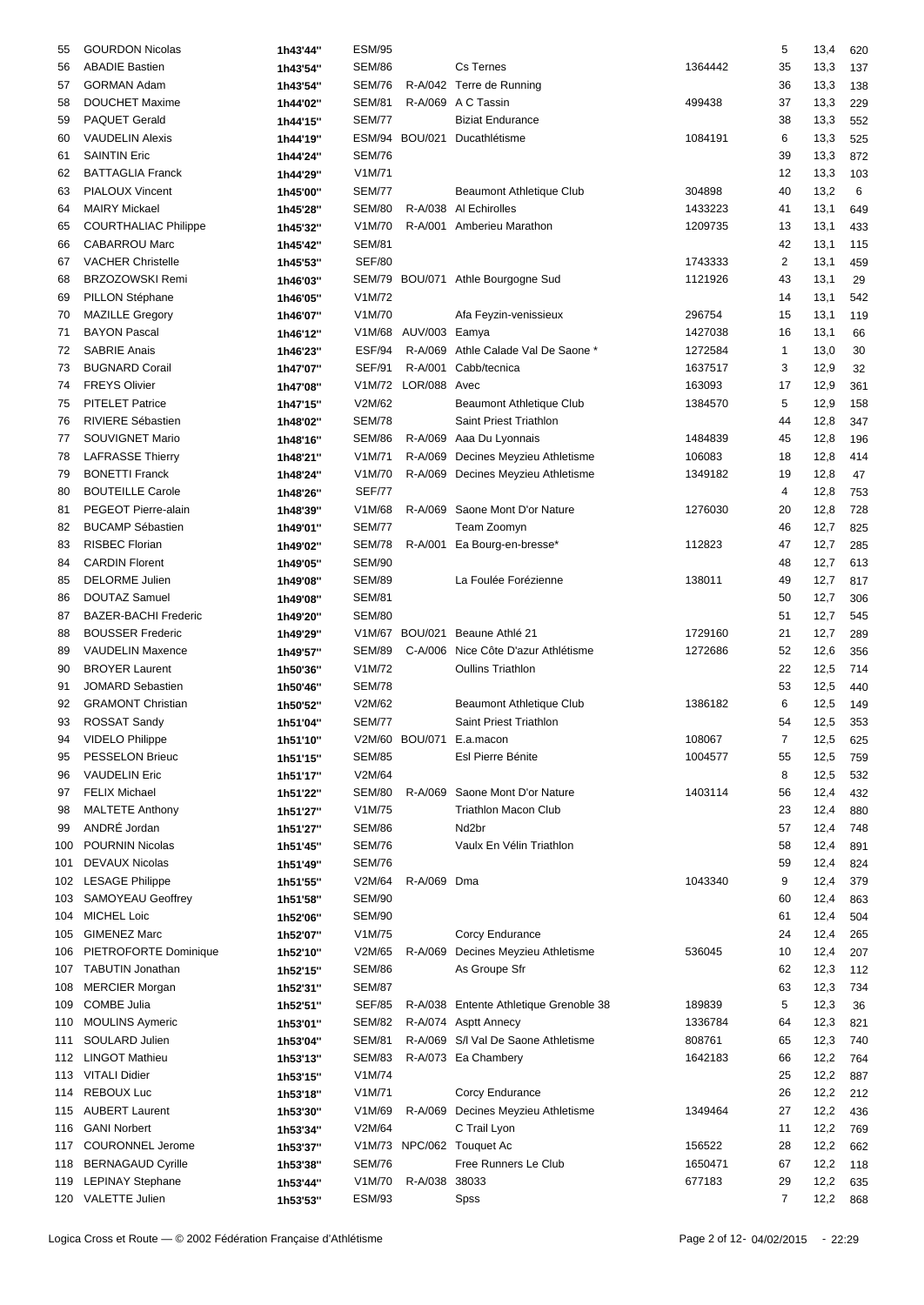| | | | | | | | | | |
|---|---|---|---|---|---|---|---|---|---|
| 55 | GOURDON Nicolas | 1h43'44'' | ESM/95 | | | | 5 | 13,4 | 620 |
| 56 | ABADIE Bastien | 1h43'54'' | SEM/86 | | Cs Ternes | 1364442 | 35 | 13,3 | 137 |
| 57 | GORMAN Adam | 1h43'54'' | SEM/76 | R-A/042 | Terre de Running | | 36 | 13,3 | 138 |
| 58 | DOUCHET Maxime | 1h44'02'' | SEM/81 | R-A/069 | A C Tassin | 499438 | 37 | 13,3 | 229 |
| 59 | PAQUET Gerald | 1h44'15'' | SEM/77 | | Biziat Endurance | | 38 | 13,3 | 552 |
| 60 | VAUDELIN Alexis | 1h44'19'' | ESM/94 | BOU/021 | Ducathlétisme | 1084191 | 6 | 13,3 | 525 |
| 61 | SAINTIN Eric | 1h44'24'' | SEM/76 | | | | 39 | 13,3 | 872 |
| 62 | BATTAGLIA Franck | 1h44'29'' | V1M/71 | | | | 12 | 13,3 | 103 |
| 63 | PIALOUX Vincent | 1h45'00'' | SEM/77 | | Beaumont Athletique Club | 304898 | 40 | 13,2 | 6 |
| 64 | MAIRY Mickael | 1h45'28'' | SEM/80 | R-A/038 | Al Echirolles | 1433223 | 41 | 13,1 | 649 |
| 65 | COURTHALIAC Philippe | 1h45'32'' | V1M/70 | R-A/001 | Amberieu Marathon | 1209735 | 13 | 13,1 | 433 |
| 66 | CABARROU Marc | 1h45'42'' | SEM/81 | | | | 42 | 13,1 | 115 |
| 67 | VACHER Christelle | 1h45'53'' | SEF/80 | | | 1743333 | 2 | 13,1 | 459 |
| 68 | BRZOZOWSKI Remi | 1h46'03'' | SEM/79 | BOU/071 | Athle Bourgogne Sud | 1121926 | 43 | 13,1 | 29 |
| 69 | PILLON Stéphane | 1h46'05'' | V1M/72 | | | | 14 | 13,1 | 542 |
| 70 | MAZILLE Gregory | 1h46'07'' | V1M/70 | | Afa Feyzin-venissieux | 296754 | 15 | 13,1 | 119 |
| 71 | BAYON Pascal | 1h46'12'' | V1M/68 | AUV/003 | Eamya | 1427038 | 16 | 13,1 | 66 |
| 72 | SABRIE Anais | 1h46'23'' | ESF/94 | R-A/069 | Athle Calade Val De Saone * | 1272584 | 1 | 13,0 | 30 |
| 73 | BUGNARD Corail | 1h47'07'' | SEF/91 | R-A/001 | Cabb/tecnica | 1637517 | 3 | 12,9 | 32 |
| 74 | FREYS Olivier | 1h47'08'' | V1M/72 | LOR/088 | Avec | 163093 | 17 | 12,9 | 361 |
| 75 | PITELET Patrice | 1h47'15'' | V2M/62 | | Beaumont Athletique Club | 1384570 | 5 | 12,9 | 158 |
| 76 | RIVIERE Sébastien | 1h48'02'' | SEM/78 | | Saint Priest Triathlon | | 44 | 12,8 | 347 |
| 77 | SOUVIGNET Mario | 1h48'16'' | SEM/86 | R-A/069 | Aaa Du Lyonnais | 1484839 | 45 | 12,8 | 196 |
| 78 | LAFRASSE Thierry | 1h48'21'' | V1M/71 | R-A/069 | Decines Meyzieu Athletisme | 106083 | 18 | 12,8 | 414 |
| 79 | BONETTI Franck | 1h48'24'' | V1M/70 | R-A/069 | Decines Meyzieu Athletisme | 1349182 | 19 | 12,8 | 47 |
| 80 | BOUTEILLE Carole | 1h48'26'' | SEF/77 | | | | 4 | 12,8 | 753 |
| 81 | PEGEOT Pierre-alain | 1h48'39'' | V1M/68 | R-A/069 | Saone Mont D'or Nature | 1276030 | 20 | 12,8 | 728 |
| 82 | BUCAMP Sébastien | 1h49'01'' | SEM/77 | | Team Zoomyn | | 46 | 12,7 | 825 |
| 83 | RISBEC Florian | 1h49'02'' | SEM/78 | R-A/001 | Ea Bourg-en-bresse* | 112823 | 47 | 12,7 | 285 |
| 84 | CARDIN Florent | 1h49'05'' | SEM/90 | | | | 48 | 12,7 | 613 |
| 85 | DELORME Julien | 1h49'08'' | SEM/89 | | La Foulée Forézienne | 138011 | 49 | 12,7 | 817 |
| 86 | DOUTAZ Samuel | 1h49'08'' | SEM/81 | | | | 50 | 12,7 | 306 |
| 87 | BAZER-BACHI Frederic | 1h49'20'' | SEM/80 | | | | 51 | 12,7 | 545 |
| 88 | BOUSSER Frederic | 1h49'29'' | V1M/67 | BOU/021 | Beaune Athlé 21 | 1729160 | 21 | 12,7 | 289 |
| 89 | VAUDELIN Maxence | 1h49'57'' | SEM/89 | C-A/006 | Nice Côte D'azur Athlétisme | 1272686 | 52 | 12,6 | 356 |
| 90 | BROYER Laurent | 1h50'36'' | V1M/72 | | Oullins Triathlon | | 22 | 12,5 | 714 |
| 91 | JOMARD Sebastien | 1h50'46'' | SEM/78 | | | | 53 | 12,5 | 440 |
| 92 | GRAMONT Christian | 1h50'52'' | V2M/62 | | Beaumont Athletique Club | 1386182 | 6 | 12,5 | 149 |
| 93 | ROSSAT Sandy | 1h51'04'' | SEM/77 | | Saint Priest Triathlon | | 54 | 12,5 | 353 |
| 94 | VIDELO Philippe | 1h51'10'' | V2M/60 | BOU/071 | E.a.macon | 108067 | 7 | 12,5 | 625 |
| 95 | PESSELON Brieuc | 1h51'15'' | SEM/85 | | Esl Pierre Bénite | 1004577 | 55 | 12,5 | 759 |
| 96 | VAUDELIN Eric | 1h51'17'' | V2M/64 | | | | 8 | 12,5 | 532 |
| 97 | FELIX Michael | 1h51'22'' | SEM/80 | R-A/069 | Saone Mont D'or Nature | 1403114 | 56 | 12,4 | 432 |
| 98 | MALTETE Anthony | 1h51'27'' | V1M/75 | | Triathlon Macon Club | | 23 | 12,4 | 880 |
| 99 | ANDRÉ Jordan | 1h51'27'' | SEM/86 | | Nd2br | | 57 | 12,4 | 748 |
| 100 | POURNIN Nicolas | 1h51'45'' | SEM/76 | | Vaulx En Vélin Triathlon | | 58 | 12,4 | 891 |
| 101 | DEVAUX Nicolas | 1h51'49'' | SEM/76 | | | | 59 | 12,4 | 824 |
| 102 | LESAGE Philippe | 1h51'55'' | V2M/64 | R-A/069 | Dma | 1043340 | 9 | 12,4 | 379 |
| 103 | SAMOYEAU Geoffrey | 1h51'58'' | SEM/90 | | | | 60 | 12,4 | 863 |
| 104 | MICHEL Loic | 1h52'06'' | SEM/90 | | | | 61 | 12,4 | 504 |
| 105 | GIMENEZ Marc | 1h52'07'' | V1M/75 | | Corcy Endurance | | 24 | 12,4 | 265 |
| 106 | PIETROFORTE Dominique | 1h52'10'' | V2M/65 | R-A/069 | Decines Meyzieu Athletisme | 536045 | 10 | 12,4 | 207 |
| 107 | TABUTIN Jonathan | 1h52'15'' | SEM/86 | | As Groupe Sfr | | 62 | 12,3 | 112 |
| 108 | MERCIER Morgan | 1h52'31'' | SEM/87 | | | | 63 | 12,3 | 734 |
| 109 | COMBE Julia | 1h52'51'' | SEF/85 | R-A/038 | Entente Athletique Grenoble 38 | 189839 | 5 | 12,3 | 36 |
| 110 | MOULINS Aymeric | 1h53'01'' | SEM/82 | R-A/074 | Asptt Annecy | 1336784 | 64 | 12,3 | 821 |
| 111 | SOULARD Julien | 1h53'04'' | SEM/81 | R-A/069 | S/l Val De Saone Athletisme | 808761 | 65 | 12,3 | 740 |
| 112 | LINGOT Mathieu | 1h53'13'' | SEM/83 | R-A/073 | Ea Chambery | 1642183 | 66 | 12,2 | 764 |
| 113 | VITALI Didier | 1h53'15'' | V1M/74 | | | | 25 | 12,2 | 887 |
| 114 | REBOUX Luc | 1h53'18'' | V1M/71 | | Corcy Endurance | | 26 | 12,2 | 212 |
| 115 | AUBERT Laurent | 1h53'30'' | V1M/69 | R-A/069 | Decines Meyzieu Athletisme | 1349464 | 27 | 12,2 | 436 |
| 116 | GANI Norbert | 1h53'34'' | V2M/64 | | C Trail Lyon | | 11 | 12,2 | 769 |
| 117 | COURONNEL Jerome | 1h53'37'' | V1M/73 | NPC/062 | Touquet Ac | 156522 | 28 | 12,2 | 662 |
| 118 | BERNAGAUD Cyrille | 1h53'38'' | SEM/76 | | Free Runners Le Club | 1650471 | 67 | 12,2 | 118 |
| 119 | LEPINAY Stephane | 1h53'44'' | V1M/70 | R-A/038 | 38033 | 677183 | 29 | 12,2 | 635 |
| 120 | VALETTE Julien | 1h53'53'' | ESM/93 | | Spss | | 7 | 12,2 | 868 |

Logica Cross et Route — © 2002 Fédération Française d'Athlétisme — 04/02/2015 - 22:29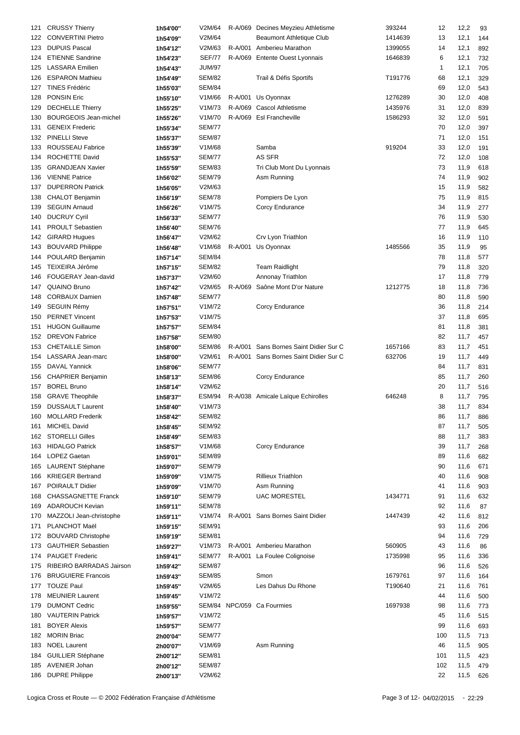| | | | | | | | | | |
|---|---|---|---|---|---|---|---|---|---|
| 121 | CRUSSY Thierry | 1h54'00'' | V2M/64 | R-A/069 | Decines Meyzieu Athletisme | 393244 | 12 | 12,2 | 93 |
| 122 | CONVERTINI Pietro | 1h54'09'' | V2M/64 | | Beaumont Athletique Club | 1414639 | 13 | 12,1 | 144 |
| 123 | DUPUIS Pascal | 1h54'12'' | V2M/63 | R-A/001 | Amberieu Marathon | 1399055 | 14 | 12,1 | 892 |
| 124 | ETIENNE Sandrine | 1h54'23'' | SEF/77 | R-A/069 | Entente Ouest Lyonnais | 1646839 | 6 | 12,1 | 732 |
| 125 | LASSARA Emilien | 1h54'43'' | JUM/97 | | | | 1 | 12,1 | 705 |
| 126 | ESPARON Mathieu | 1h54'49'' | SEM/82 | | Trail & Défis Sportifs | T191776 | 68 | 12,1 | 329 |
| 127 | TINES Frédéric | 1h55'03'' | SEM/84 | | | | 69 | 12,0 | 543 |
| 128 | PONSIN Eric | 1h55'10'' | V1M/66 | R-A/001 | Us Oyonnax | 1276289 | 30 | 12,0 | 408 |
| 129 | DECHELLE Thierry | 1h55'25'' | V1M/73 | R-A/069 | Cascol Athletisme | 1435976 | 31 | 12,0 | 839 |
| 130 | BOURGEOIS Jean-michel | 1h55'26'' | V1M/70 | R-A/069 | Esl Francheville | 1586293 | 32 | 12,0 | 591 |
| 131 | GENEIX Frederic | 1h55'34'' | SEM/77 | | | | 70 | 12,0 | 397 |
| 132 | PINELLI Steve | 1h55'37'' | SEM/87 | | | | 71 | 12,0 | 151 |
| 133 | ROUSSEAU Fabrice | 1h55'39'' | V1M/68 | | Samba | 919204 | 33 | 12,0 | 191 |
| 134 | ROCHETTE David | 1h55'53'' | SEM/77 | | AS SFR | | 72 | 12,0 | 108 |
| 135 | GRANDJEAN Xavier | 1h55'59'' | SEM/83 | | Tri Club Mont Du Lyonnais | | 73 | 11,9 | 618 |
| 136 | VIENNE Patrice | 1h56'02'' | SEM/79 | | Asm Running | | 74 | 11,9 | 902 |
| 137 | DUPERRON Patrick | 1h56'05'' | V2M/63 | | | | 15 | 11,9 | 582 |
| 138 | CHALOT Benjamin | 1h56'19'' | SEM/78 | | Pompiers De Lyon | | 75 | 11,9 | 815 |
| 139 | SEGUIN Arnaud | 1h56'26'' | V1M/75 | | Corcy Endurance | | 34 | 11,9 | 277 |
| 140 | DUCRUY Cyril | 1h56'33'' | SEM/77 | | | | 76 | 11,9 | 530 |
| 141 | PROULT Sebastien | 1h56'40'' | SEM/76 | | | | 77 | 11,9 | 645 |
| 142 | GIRARD Hugues | 1h56'47'' | V2M/62 | | Crv Lyon Triathlon | | 16 | 11,9 | 110 |
| 143 | BOUVARD Philippe | 1h56'48'' | V1M/68 | R-A/001 | Us Oyonnax | 1485566 | 35 | 11,9 | 95 |
| 144 | POULARD Benjamin | 1h57'14'' | SEM/84 | | | | 78 | 11,8 | 577 |
| 145 | TEIXEIRA Jérôme | 1h57'15'' | SEM/82 | | Team Raidlight | | 79 | 11,8 | 320 |
| 146 | FOUGERAY Jean-david | 1h57'37'' | V2M/60 | | Annonay Triathlon | | 17 | 11,8 | 779 |
| 147 | QUAINO Bruno | 1h57'42'' | V2M/65 | R-A/069 | Saône Mont D'or Nature | 1212775 | 18 | 11,8 | 736 |
| 148 | CORBAUX Damien | 1h57'48'' | SEM/77 | | | | 80 | 11,8 | 590 |
| 149 | SEGUIN Rémy | 1h57'51'' | V1M/72 | | Corcy Endurance | | 36 | 11,8 | 214 |
| 150 | PERNET Vincent | 1h57'53'' | V1M/75 | | | | 37 | 11,8 | 695 |
| 151 | HUGON Guillaume | 1h57'57'' | SEM/84 | | | | 81 | 11,8 | 381 |
| 152 | DREVON Fabrice | 1h57'58'' | SEM/80 | | | | 82 | 11,7 | 457 |
| 153 | CHETAILLE Simon | 1h58'00'' | SEM/86 | R-A/001 | Sans Bornes Saint Didier Sur C | 1657166 | 83 | 11,7 | 451 |
| 154 | LASSARA Jean-marc | 1h58'00'' | V2M/61 | R-A/001 | Sans Bornes Saint Didier Sur C | 632706 | 19 | 11,7 | 449 |
| 155 | DAVAL Yannick | 1h58'06'' | SEM/77 | | | | 84 | 11,7 | 831 |
| 156 | CHAPRIER Benjamin | 1h58'13'' | SEM/86 | | Corcy Endurance | | 85 | 11,7 | 260 |
| 157 | BOREL Bruno | 1h58'14'' | V2M/62 | | | | 20 | 11,7 | 516 |
| 158 | GRAVE Theophile | 1h58'37'' | ESM/94 | R-A/038 | Amicale Laïque Echirolles | 646248 | 8 | 11,7 | 795 |
| 159 | DUSSAULT Laurent | 1h58'40'' | V1M/73 | | | | 38 | 11,7 | 834 |
| 160 | MOLLARD Frederik | 1h58'42'' | SEM/82 | | | | 86 | 11,7 | 886 |
| 161 | MICHEL David | 1h58'45'' | SEM/92 | | | | 87 | 11,7 | 505 |
| 162 | STORELLI Gilles | 1h58'49'' | SEM/83 | | | | 88 | 11,7 | 383 |
| 163 | HIDALGO Patrick | 1h58'57'' | V1M/68 | | Corcy Endurance | | 39 | 11,7 | 268 |
| 164 | LOPEZ Gaetan | 1h59'01'' | SEM/89 | | | | 89 | 11,6 | 682 |
| 165 | LAURENT Stéphane | 1h59'07'' | SEM/79 | | | | 90 | 11,6 | 671 |
| 166 | KRIEGER Bertrand | 1h59'09'' | V1M/75 | | Rillieux Triathlon | | 40 | 11,6 | 908 |
| 167 | POIRAULT Didier | 1h59'09'' | V1M/70 | | Asm Running | | 41 | 11,6 | 903 |
| 168 | CHASSAGNETTE Franck | 1h59'10'' | SEM/79 | | UAC MORESTEL | 1434771 | 91 | 11,6 | 632 |
| 169 | ADAROUCH Kevian | 1h59'11'' | SEM/78 | | | | 92 | 11,6 | 87 |
| 170 | MAZZOLI Jean-christophe | 1h59'11'' | V1M/74 | R-A/001 | Sans Bornes Saint Didier | 1447439 | 42 | 11,6 | 812 |
| 171 | PLANCHOT Maël | 1h59'15'' | SEM/91 | | | | 93 | 11,6 | 206 |
| 172 | BOUVARD Christophe | 1h59'19'' | SEM/81 | | | | 94 | 11,6 | 729 |
| 173 | GAUTHIER Sebastien | 1h59'27'' | V1M/73 | R-A/001 | Amberieu Marathon | 560905 | 43 | 11,6 | 86 |
| 174 | PAUGET Frederic | 1h59'41'' | SEM/77 | R-A/001 | La Foulee Colignoise | 1735998 | 95 | 11,6 | 336 |
| 175 | RIBEIRO BARRADAS Jairson | 1h59'42'' | SEM/87 | | | | 96 | 11,6 | 526 |
| 176 | BRUGUIERE Francois | 1h59'43'' | SEM/85 | | Smon | 1679761 | 97 | 11,6 | 164 |
| 177 | TOUZE Paul | 1h59'45'' | V2M/65 | | Les Dahus Du Rhone | T190640 | 21 | 11,6 | 761 |
| 178 | MEUNIER Laurent | 1h59'45'' | V1M/72 | | | | 44 | 11,6 | 500 |
| 179 | DUMONT Cedric | 1h59'55'' | SEM/84 | NPC/059 | Ca Fourmies | 1697938 | 98 | 11,6 | 773 |
| 180 | VAUTERIN Patrick | 1h59'57'' | V1M/72 | | | | 45 | 11,6 | 515 |
| 181 | BOYER Alexis | 1h59'57'' | SEM/77 | | | | 99 | 11,6 | 693 |
| 182 | MORIN Briac | 2h00'04'' | SEM/77 | | | | 100 | 11,5 | 713 |
| 183 | NOEL Laurent | 2h00'07'' | V1M/69 | | Asm Running | | 46 | 11,5 | 905 |
| 184 | GUILLIER Stéphane | 2h00'12'' | SEM/81 | | | | 101 | 11,5 | 423 |
| 185 | AVENIER Johan | 2h00'12'' | SEM/87 | | | | 102 | 11,5 | 479 |
| 186 | DUPRE Philippe | 2h00'13'' | V2M/62 | | | | 22 | 11,5 | 626 |

Logica Cross et Route — © 2002 Fédération Française d'Athlétisme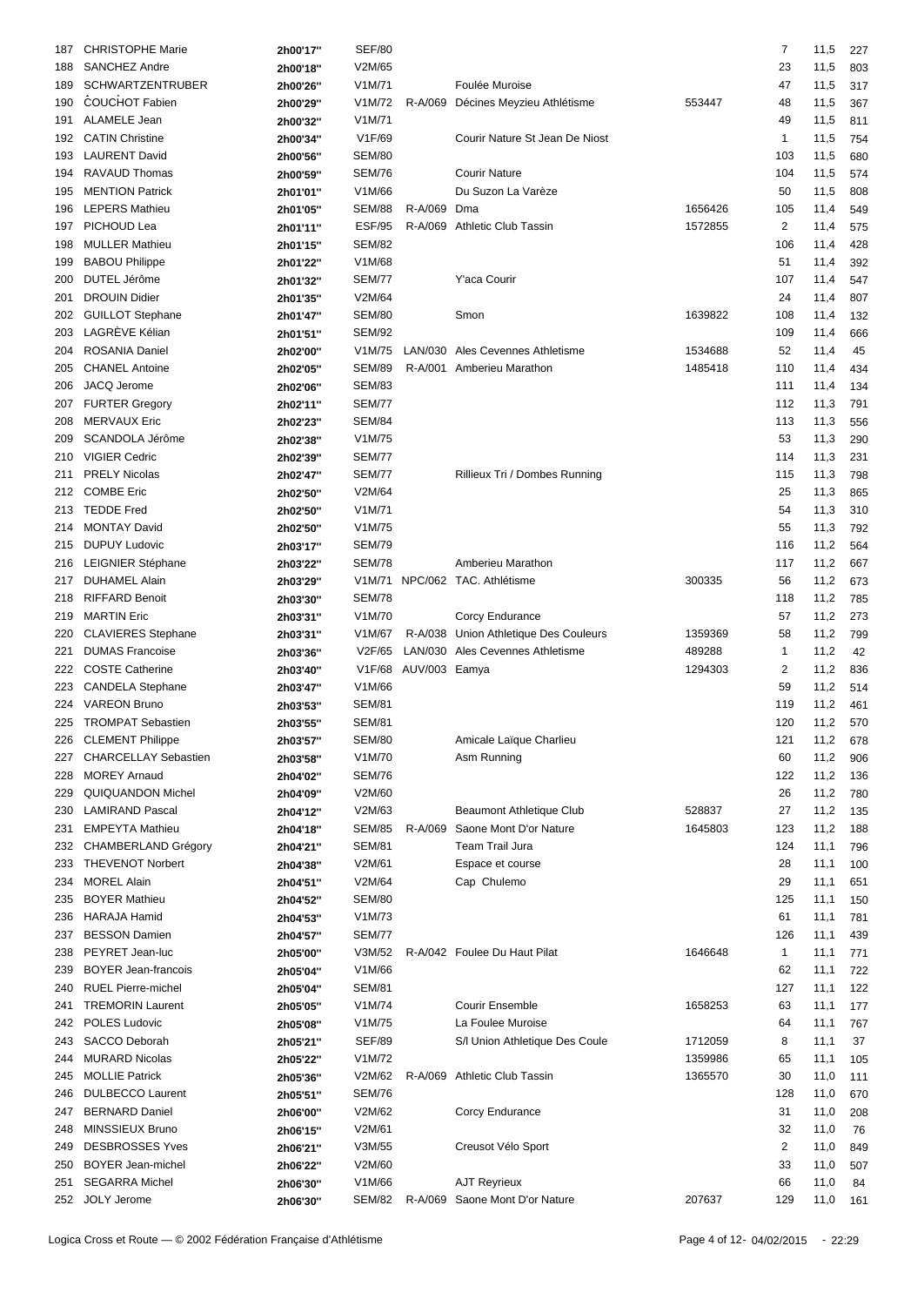| | | | | | | | | | |
|---|---|---|---|---|---|---|---|---|---|
| 187 | CHRISTOPHE Marie | 2h00'17'' | SEF/80 | | | | 7 | 11,5 | 227 |
| 188 | SANCHEZ Andre | 2h00'18'' | V2M/65 | | | | 23 | 11,5 | 803 |
| 189 | SCHWARTZENTRUBER | 2h00'26'' | V1M/71 | | Foulée Muroise | | 47 | 11,5 | 317 |
| 190 | COUCHOT Fabien | 2h00'29'' | V1M/72 | R-A/069 | Décines Meyzieu Athlétisme | 553447 | 48 | 11,5 | 367 |
| 191 | ALAMELE Jean | 2h00'32'' | V1M/71 | | | | 49 | 11,5 | 811 |
| 192 | CATIN Christine | 2h00'34'' | V1F/69 | | Courir Nature St Jean De Niost | | 1 | 11,5 | 754 |
| 193 | LAURENT David | 2h00'56'' | SEM/80 | | | | 103 | 11,5 | 680 |
| 194 | RAVAUD Thomas | 2h00'59'' | SEM/76 | | Courir Nature | | 104 | 11,5 | 574 |
| 195 | MENTION Patrick | 2h01'01'' | V1M/66 | | Du Suzon La Varèze | | 50 | 11,5 | 808 |
| 196 | LEPERS Mathieu | 2h01'05'' | SEM/88 | R-A/069 | Dma | 1656426 | 105 | 11,4 | 549 |
| 197 | PICHOUD Lea | 2h01'11'' | ESF/95 | R-A/069 | Athletic Club Tassin | 1572855 | 2 | 11,4 | 575 |
| 198 | MULLER Mathieu | 2h01'15'' | SEM/82 | | | | 106 | 11,4 | 428 |
| 199 | BABOU Philippe | 2h01'22'' | V1M/68 | | | | 51 | 11,4 | 392 |
| 200 | DUTEL Jérôme | 2h01'32'' | SEM/77 | | Y'aca Courir | | 107 | 11,4 | 547 |
| 201 | DROUIN Didier | 2h01'35'' | V2M/64 | | | | 24 | 11,4 | 807 |
| 202 | GUILLOT Stephane | 2h01'47'' | SEM/80 | | Smon | 1639822 | 108 | 11,4 | 132 |
| 203 | LAGRÈVE Kélian | 2h01'51'' | SEM/92 | | | | 109 | 11,4 | 666 |
| 204 | ROSANIA Daniel | 2h02'00'' | V1M/75 | LAN/030 | Ales Cevennes Athletisme | 1534688 | 52 | 11,4 | 45 |
| 205 | CHANEL Antoine | 2h02'05'' | SEM/89 | R-A/001 | Amberieu Marathon | 1485418 | 110 | 11,4 | 434 |
| 206 | JACQ Jerome | 2h02'06'' | SEM/83 | | | | 111 | 11,4 | 134 |
| 207 | FURTER Gregory | 2h02'11'' | SEM/77 | | | | 112 | 11,3 | 791 |
| 208 | MERVAUX Eric | 2h02'23'' | SEM/84 | | | | 113 | 11,3 | 556 |
| 209 | SCANDOLA Jérôme | 2h02'38'' | V1M/75 | | | | 53 | 11,3 | 290 |
| 210 | VIGIER Cedric | 2h02'39'' | SEM/77 | | | | 114 | 11,3 | 231 |
| 211 | PRELY Nicolas | 2h02'47'' | SEM/77 | | Rillieux Tri / Dombes Running | | 115 | 11,3 | 798 |
| 212 | COMBE Eric | 2h02'50'' | V2M/64 | | | | 25 | 11,3 | 865 |
| 213 | TEDDE Fred | 2h02'50'' | V1M/71 | | | | 54 | 11,3 | 310 |
| 214 | MONTAY David | 2h02'50'' | V1M/75 | | | | 55 | 11,3 | 792 |
| 215 | DUPUY Ludovic | 2h03'17'' | SEM/79 | | | | 116 | 11,2 | 564 |
| 216 | LEIGNIER Stéphane | 2h03'22'' | SEM/78 | | Amberieu Marathon | | 117 | 11,2 | 667 |
| 217 | DUHAMEL Alain | 2h03'29'' | V1M/71 | NPC/062 | TAC. Athlétisme | 300335 | 56 | 11,2 | 673 |
| 218 | RIFFARD Benoit | 2h03'30'' | SEM/78 | | | | 118 | 11,2 | 785 |
| 219 | MARTIN Eric | 2h03'31'' | V1M/70 | | Corcy Endurance | | 57 | 11,2 | 273 |
| 220 | CLAVIERES Stephane | 2h03'31'' | V1M/67 | R-A/038 | Union Athletique Des Couleurs | 1359369 | 58 | 11,2 | 799 |
| 221 | DUMAS Francoise | 2h03'36'' | V2F/65 | LAN/030 | Ales Cevennes Athletisme | 489288 | 1 | 11,2 | 42 |
| 222 | COSTE Catherine | 2h03'40'' | V1F/68 | AUV/003 | Eamya | 1294303 | 2 | 11,2 | 836 |
| 223 | CANDELA Stephane | 2h03'47'' | V1M/66 | | | | 59 | 11,2 | 514 |
| 224 | VAREON Bruno | 2h03'53'' | SEM/81 | | | | 119 | 11,2 | 461 |
| 225 | TROMPAT Sebastien | 2h03'55'' | SEM/81 | | | | 120 | 11,2 | 570 |
| 226 | CLEMENT Philippe | 2h03'57'' | SEM/80 | | Amicale Laïque Charlieu | | 121 | 11,2 | 678 |
| 227 | CHARCELLAY Sebastien | 2h03'58'' | V1M/70 | | Asm Running | | 60 | 11,2 | 906 |
| 228 | MOREY Arnaud | 2h04'02'' | SEM/76 | | | | 122 | 11,2 | 136 |
| 229 | QUIQUANDON Michel | 2h04'09'' | V2M/60 | | | | 26 | 11,2 | 780 |
| 230 | LAMIRAND Pascal | 2h04'12'' | V2M/63 | | Beaumont Athletique Club | 528837 | 27 | 11,2 | 135 |
| 231 | EMPEYTA Mathieu | 2h04'18'' | SEM/85 | R-A/069 | Saone Mont D'or Nature | 1645803 | 123 | 11,2 | 188 |
| 232 | CHAMBERLAND Grégory | 2h04'21'' | SEM/81 | | Team Trail Jura | | 124 | 11,1 | 796 |
| 233 | THEVENOT Norbert | 2h04'38'' | V2M/61 | | Espace et course | | 28 | 11,1 | 100 |
| 234 | MOREL Alain | 2h04'51'' | V2M/64 | | Cap Chulemo | | 29 | 11,1 | 651 |
| 235 | BOYER Mathieu | 2h04'52'' | SEM/80 | | | | 125 | 11,1 | 150 |
| 236 | HARAJA Hamid | 2h04'53'' | V1M/73 | | | | 61 | 11,1 | 781 |
| 237 | BESSON Damien | 2h04'57'' | SEM/77 | | | | 126 | 11,1 | 439 |
| 238 | PEYRET Jean-luc | 2h05'00'' | V3M/52 | R-A/042 | Foulee Du Haut Pilat | 1646648 | 1 | 11,1 | 771 |
| 239 | BOYER Jean-francois | 2h05'04'' | V1M/66 | | | | 62 | 11,1 | 722 |
| 240 | RUEL Pierre-michel | 2h05'04'' | SEM/81 | | | | 127 | 11,1 | 122 |
| 241 | TREMORIN Laurent | 2h05'05'' | V1M/74 | | Courir Ensemble | 1658253 | 63 | 11,1 | 177 |
| 242 | POLES Ludovic | 2h05'08'' | V1M/75 | | La Foulee Muroise | | 64 | 11,1 | 767 |
| 243 | SACCO Deborah | 2h05'21'' | SEF/89 | | S/l Union Athletique Des Coule | 1712059 | 8 | 11,1 | 37 |
| 244 | MURARD Nicolas | 2h05'22'' | V1M/72 | | | 1359986 | 65 | 11,1 | 105 |
| 245 | MOLLIE Patrick | 2h05'36'' | V2M/62 | R-A/069 | Athletic Club Tassin | 1365570 | 30 | 11,0 | 111 |
| 246 | DULBECCO Laurent | 2h05'51'' | SEM/76 | | | | 128 | 11,0 | 670 |
| 247 | BERNARD Daniel | 2h06'00'' | V2M/62 | | Corcy Endurance | | 31 | 11,0 | 208 |
| 248 | MINSSIEUX Bruno | 2h06'15'' | V2M/61 | | | | 32 | 11,0 | 76 |
| 249 | DESBROSSES Yves | 2h06'21'' | V3M/55 | | Creusot Vélo Sport | | 2 | 11,0 | 849 |
| 250 | BOYER Jean-michel | 2h06'22'' | V2M/60 | | | | 33 | 11,0 | 507 |
| 251 | SEGARRA Michel | 2h06'30'' | V1M/66 | | AJT Reyrieux | | 66 | 11,0 | 84 |
| 252 | JOLY Jerome | 2h06'30'' | SEM/82 | R-A/069 | Saone Mont D'or Nature | 207637 | 129 | 11,0 | 161 |

Logica Cross et Route — © 2002 Fédération Française d'Athlétisme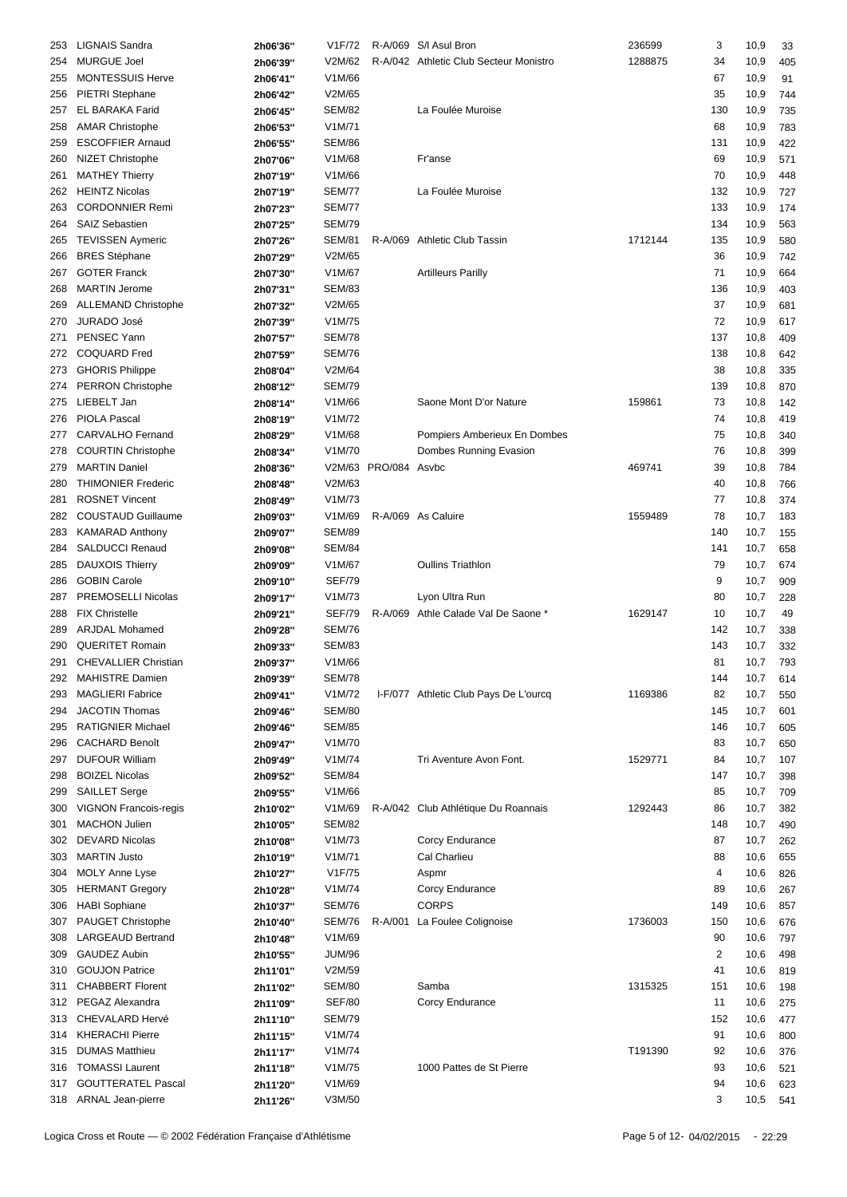| | | | | | | | | | |
|---|---|---|---|---|---|---|---|---|---|
| 253 | LIGNAIS Sandra | 2h06'36'' | V1F/72 | R-A/069 | S/l Asul Bron | 236599 | 3 | 10,9 | 33 |
| 254 | MURGUE Joel | 2h06'39'' | V2M/62 | R-A/042 | Athletic Club Secteur Monistro | 1288875 | 34 | 10,9 | 405 |
| 255 | MONTESSUIS Herve | 2h06'41'' | V1M/66 | | | | 67 | 10,9 | 91 |
| 256 | PIETRI Stephane | 2h06'42'' | V2M/65 | | | | 35 | 10,9 | 744 |
| 257 | EL BARAKA Farid | 2h06'45'' | SEM/82 | | La Foulée Muroise | | 130 | 10,9 | 735 |
| 258 | AMAR Christophe | 2h06'53'' | V1M/71 | | | | 68 | 10,9 | 783 |
| 259 | ESCOFFIER Arnaud | 2h06'55'' | SEM/86 | | | | 131 | 10,9 | 422 |
| 260 | NIZET Christophe | 2h07'06'' | V1M/68 | | Fr'anse | | 69 | 10,9 | 571 |
| 261 | MATHEY Thierry | 2h07'19'' | V1M/66 | | | | 70 | 10,9 | 448 |
| 262 | HEINTZ Nicolas | 2h07'19'' | SEM/77 | | La Foulée Muroise | | 132 | 10,9 | 727 |
| 263 | CORDONNIER Remi | 2h07'23'' | SEM/77 | | | | 133 | 10,9 | 174 |
| 264 | SAIZ Sebastien | 2h07'25'' | SEM/79 | | | | 134 | 10,9 | 563 |
| 265 | TEVISSEN Aymeric | 2h07'26'' | SEM/81 | R-A/069 | Athletic Club Tassin | 1712144 | 135 | 10,9 | 580 |
| 266 | BRES Stéphane | 2h07'29'' | V2M/65 | | | | 36 | 10,9 | 742 |
| 267 | GOTER Franck | 2h07'30'' | V1M/67 | | Artilleurs Parilly | | 71 | 10,9 | 664 |
| 268 | MARTIN Jerome | 2h07'31'' | SEM/83 | | | | 136 | 10,9 | 403 |
| 269 | ALLEMAND Christophe | 2h07'32'' | V2M/65 | | | | 37 | 10,9 | 681 |
| 270 | JURADO José | 2h07'39'' | V1M/75 | | | | 72 | 10,9 | 617 |
| 271 | PENSEC Yann | 2h07'57'' | SEM/78 | | | | 137 | 10,8 | 409 |
| 272 | COQUARD Fred | 2h07'59'' | SEM/76 | | | | 138 | 10,8 | 642 |
| 273 | GHORIS Philippe | 2h08'04'' | V2M/64 | | | | 38 | 10,8 | 335 |
| 274 | PERRON Christophe | 2h08'12'' | SEM/79 | | | | 139 | 10,8 | 870 |
| 275 | LIEBELT Jan | 2h08'14'' | V1M/66 | | Saone Mont D'or Nature | 159861 | 73 | 10,8 | 142 |
| 276 | PIOLA Pascal | 2h08'19'' | V1M/72 | | | | 74 | 10,8 | 419 |
| 277 | CARVALHO Fernand | 2h08'29'' | V1M/68 | | Pompiers Amberieux En Dombes | | 75 | 10,8 | 340 |
| 278 | COURTIN Christophe | 2h08'34'' | V1M/70 | | Dombes Running Evasion | | 76 | 10,8 | 399 |
| 279 | MARTIN Daniel | 2h08'36'' | V2M/63 | PRO/084 | Asvbc | 469741 | 39 | 10,8 | 784 |
| 280 | THIMONIER Frederic | 2h08'48'' | V2M/63 | | | | 40 | 10,8 | 766 |
| 281 | ROSNET Vincent | 2h08'49'' | V1M/73 | | | | 77 | 10,8 | 374 |
| 282 | COUSTAUD Guillaume | 2h09'03'' | V1M/69 | R-A/069 | As Caluire | 1559489 | 78 | 10,7 | 183 |
| 283 | KAMARAD Anthony | 2h09'07'' | SEM/89 | | | | 140 | 10,7 | 155 |
| 284 | SALDUCCI Renaud | 2h09'08'' | SEM/84 | | | | 141 | 10,7 | 658 |
| 285 | DAUXOIS Thierry | 2h09'09'' | V1M/67 | | Oullins Triathlon | | 79 | 10,7 | 674 |
| 286 | GOBIN Carole | 2h09'10'' | SEF/79 | | | | 9 | 10,7 | 909 |
| 287 | PREMOSELLI Nicolas | 2h09'17'' | V1M/73 | | Lyon Ultra Run | | 80 | 10,7 | 228 |
| 288 | FIX Christelle | 2h09'21'' | SEF/79 | R-A/069 | Athle Calade Val De Saone * | 1629147 | 10 | 10,7 | 49 |
| 289 | ARJDAL Mohamed | 2h09'28'' | SEM/76 | | | | 142 | 10,7 | 338 |
| 290 | QUERITET Romain | 2h09'33'' | SEM/83 | | | | 143 | 10,7 | 332 |
| 291 | CHEVALLIER Christian | 2h09'37'' | V1M/66 | | | | 81 | 10,7 | 793 |
| 292 | MAHISTRE Damien | 2h09'39'' | SEM/78 | | | | 144 | 10,7 | 614 |
| 293 | MAGLIERI Fabrice | 2h09'41'' | V1M/72 | I-F/077 | Athletic Club Pays De L'ourcq | 1169386 | 82 | 10,7 | 550 |
| 294 | JACOTIN Thomas | 2h09'46'' | SEM/80 | | | | 145 | 10,7 | 601 |
| 295 | RATIGNIER Michael | 2h09'46'' | SEM/85 | | | | 146 | 10,7 | 605 |
| 296 | CACHARD Benoît | 2h09'47'' | V1M/70 | | | | 83 | 10,7 | 650 |
| 297 | DUFOUR William | 2h09'49'' | V1M/74 | | Tri Aventure Avon Font. | 1529771 | 84 | 10,7 | 107 |
| 298 | BOIZEL Nicolas | 2h09'52'' | SEM/84 | | | | 147 | 10,7 | 398 |
| 299 | SAILLET Serge | 2h09'55'' | V1M/66 | | | | 85 | 10,7 | 709 |
| 300 | VIGNON Francois-regis | 2h10'02'' | V1M/69 | R-A/042 | Club Athlétique Du Roannais | 1292443 | 86 | 10,7 | 382 |
| 301 | MACHON Julien | 2h10'05'' | SEM/82 | | | | 148 | 10,7 | 490 |
| 302 | DEVARD Nicolas | 2h10'08'' | V1M/73 | | Corcy Endurance | | 87 | 10,7 | 262 |
| 303 | MARTIN Justo | 2h10'19'' | V1M/71 | | Cal Charlieu | | 88 | 10,6 | 655 |
| 304 | MOLY Anne Lyse | 2h10'27'' | V1F/75 | | Aspmr | | 4 | 10,6 | 826 |
| 305 | HERMANT Gregory | 2h10'28'' | V1M/74 | | Corcy Endurance | | 89 | 10,6 | 267 |
| 306 | HABI Sophiane | 2h10'37'' | SEM/76 | | CORPS | | 149 | 10,6 | 857 |
| 307 | PAUGET Christophe | 2h10'40'' | SEM/76 | R-A/001 | La Foulee Colignoise | 1736003 | 150 | 10,6 | 676 |
| 308 | LARGEAUD Bertrand | 2h10'48'' | V1M/69 | | | | 90 | 10,6 | 797 |
| 309 | GAUDEZ Aubin | 2h10'55'' | JUM/96 | | | | 2 | 10,6 | 498 |
| 310 | GOUJON Patrice | 2h11'01'' | V2M/59 | | | | 41 | 10,6 | 819 |
| 311 | CHABBERT Florent | 2h11'02'' | SEM/80 | | Samba | 1315325 | 151 | 10,6 | 198 |
| 312 | PEGAZ Alexandra | 2h11'09'' | SEF/80 | | Corcy Endurance | | 11 | 10,6 | 275 |
| 313 | CHEVALARD Hervé | 2h11'10'' | SEM/79 | | | | 152 | 10,6 | 477 |
| 314 | KHERACHI Pierre | 2h11'15'' | V1M/74 | | | | 91 | 10,6 | 800 |
| 315 | DUMAS Matthieu | 2h11'17'' | V1M/74 | | | T191390 | 92 | 10,6 | 376 |
| 316 | TOMASSI Laurent | 2h11'18'' | V1M/75 | | 1000 Pattes de St Pierre | | 93 | 10,6 | 521 |
| 317 | GOUTTERATEL Pascal | 2h11'20'' | V1M/69 | | | | 94 | 10,6 | 623 |
| 318 | ARNAL Jean-pierre | 2h11'26'' | V3M/50 | | | | 3 | 10,5 | 541 |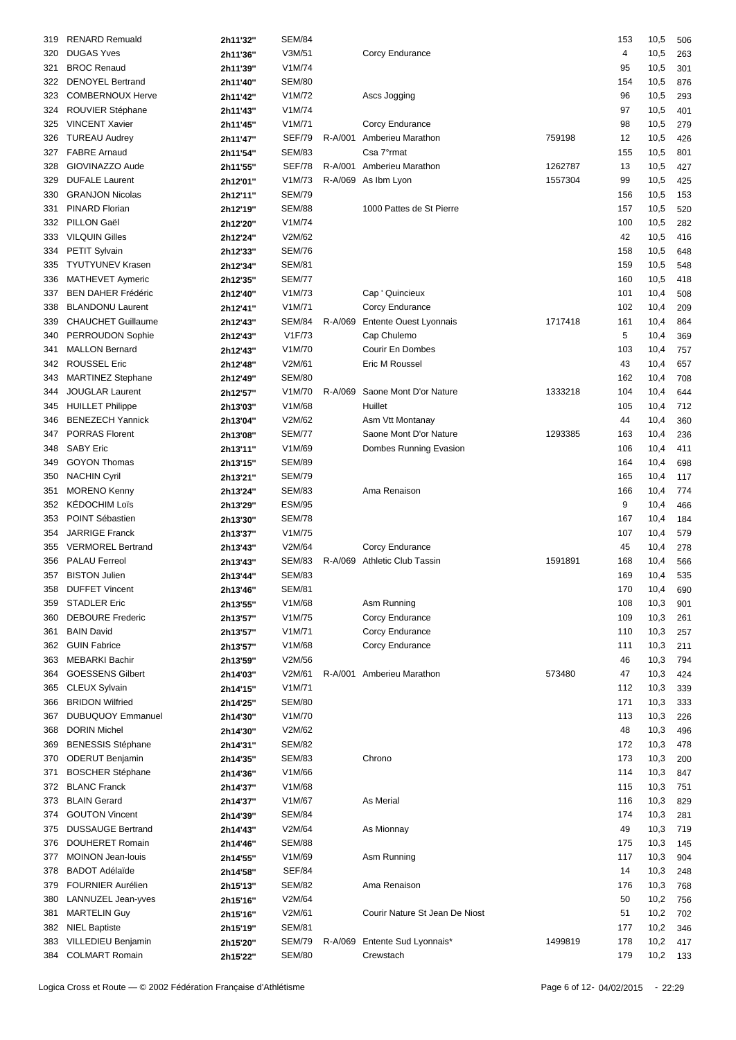| | | | | | | | | | |
|---|---|---|---|---|---|---|---|---|---|
| 319 | RENARD Remuald | 2h11'32'' | SEM/84 | | | | 153 | 10,5 | 506 |
| 320 | DUGAS Yves | 2h11'36'' | V3M/51 | | Corcy Endurance | | 4 | 10,5 | 263 |
| 321 | BROC Renaud | 2h11'39'' | V1M/74 | | | | 95 | 10,5 | 301 |
| 322 | DENOYEL Bertrand | 2h11'40'' | SEM/80 | | | | 154 | 10,5 | 876 |
| 323 | COMBERNOUX Herve | 2h11'42'' | V1M/72 | | Ascs Jogging | | 96 | 10,5 | 293 |
| 324 | ROUVIER Stéphane | 2h11'43'' | V1M/74 | | | | 97 | 10,5 | 401 |
| 325 | VINCENT Xavier | 2h11'45'' | V1M/71 | | Corcy Endurance | | 98 | 10,5 | 279 |
| 326 | TUREAU Audrey | 2h11'47'' | SEF/79 | R-A/001 | Amberieu Marathon | 759198 | 12 | 10,5 | 426 |
| 327 | FABRE Arnaud | 2h11'54'' | SEM/83 | | Csa 7°rmat | | 155 | 10,5 | 801 |
| 328 | GIOVINAZZO Aude | 2h11'55'' | SEF/78 | R-A/001 | Amberieu Marathon | 1262787 | 13 | 10,5 | 427 |
| 329 | DUFALE Laurent | 2h12'01'' | V1M/73 | R-A/069 | As Ibm Lyon | 1557304 | 99 | 10,5 | 425 |
| 330 | GRANJON Nicolas | 2h12'11'' | SEM/79 | | | | 156 | 10,5 | 153 |
| 331 | PINARD Florian | 2h12'19'' | SEM/88 | | 1000 Pattes de St Pierre | | 157 | 10,5 | 520 |
| 332 | PILLON Gaël | 2h12'20'' | V1M/74 | | | | 100 | 10,5 | 282 |
| 333 | VILQUIN Gilles | 2h12'24'' | V2M/62 | | | | 42 | 10,5 | 416 |
| 334 | PETIT Sylvain | 2h12'33'' | SEM/76 | | | | 158 | 10,5 | 648 |
| 335 | TYUTYUNEV Krasen | 2h12'34'' | SEM/81 | | | | 159 | 10,5 | 548 |
| 336 | MATHEVET Aymeric | 2h12'35'' | SEM/77 | | | | 160 | 10,5 | 418 |
| 337 | BEN DAHER Frédéric | 2h12'40'' | V1M/73 | | Cap ' Quincieux | | 101 | 10,4 | 508 |
| 338 | BLANDONU Laurent | 2h12'41'' | V1M/71 | | Corcy Endurance | | 102 | 10,4 | 209 |
| 339 | CHAUCHET Guillaume | 2h12'43'' | SEM/84 | R-A/069 | Entente Ouest Lyonnais | 1717418 | 161 | 10,4 | 864 |
| 340 | PERROUDON Sophie | 2h12'43'' | V1F/73 | | Cap Chulemo | | 5 | 10,4 | 369 |
| 341 | MALLON Bernard | 2h12'43'' | V1M/70 | | Courir En Dombes | | 103 | 10,4 | 757 |
| 342 | ROUSSEL Eric | 2h12'48'' | V2M/61 | | Eric M Roussel | | 43 | 10,4 | 657 |
| 343 | MARTINEZ Stephane | 2h12'49'' | SEM/80 | | | | 162 | 10,4 | 708 |
| 344 | JOUGLAR Laurent | 2h12'57'' | V1M/70 | R-A/069 | Saone Mont D'or Nature | 1333218 | 104 | 10,4 | 644 |
| 345 | HUILLET Philippe | 2h13'03'' | V1M/68 | | Huillet | | 105 | 10,4 | 712 |
| 346 | BENEZECH Yannick | 2h13'04'' | V2M/62 | | Asm Vtt Montanay | | 44 | 10,4 | 360 |
| 347 | PORRAS Florent | 2h13'08'' | SEM/77 | | Saone Mont D'or Nature | 1293385 | 163 | 10,4 | 236 |
| 348 | SABY Eric | 2h13'11'' | V1M/69 | | Dombes Running Evasion | | 106 | 10,4 | 411 |
| 349 | GOYON Thomas | 2h13'15'' | SEM/89 | | | | 164 | 10,4 | 698 |
| 350 | NACHIN Cyril | 2h13'21'' | SEM/79 | | | | 165 | 10,4 | 117 |
| 351 | MORENO Kenny | 2h13'24'' | SEM/83 | | Ama Renaison | | 166 | 10,4 | 774 |
| 352 | KÉDOCHIM Loïs | 2h13'29'' | ESM/95 | | | | 9 | 10,4 | 466 |
| 353 | POINT Sébastien | 2h13'30'' | SEM/78 | | | | 167 | 10,4 | 184 |
| 354 | JARRIGE Franck | 2h13'37'' | V1M/75 | | | | 107 | 10,4 | 579 |
| 355 | VERMOREL Bertrand | 2h13'43'' | V2M/64 | | Corcy Endurance | | 45 | 10,4 | 278 |
| 356 | PALAU Ferreol | 2h13'43'' | SEM/83 | R-A/069 | Athletic Club Tassin | 1591891 | 168 | 10,4 | 566 |
| 357 | BISTON Julien | 2h13'44'' | SEM/83 | | | | 169 | 10,4 | 535 |
| 358 | DUFFET Vincent | 2h13'46'' | SEM/81 | | | | 170 | 10,4 | 690 |
| 359 | STADLER Eric | 2h13'55'' | V1M/68 | | Asm Running | | 108 | 10,3 | 901 |
| 360 | DEBOURE Frederic | 2h13'57'' | V1M/75 | | Corcy Endurance | | 109 | 10,3 | 261 |
| 361 | BAIN David | 2h13'57'' | V1M/71 | | Corcy Endurance | | 110 | 10,3 | 257 |
| 362 | GUIN Fabrice | 2h13'57'' | V1M/68 | | Corcy Endurance | | 111 | 10,3 | 211 |
| 363 | MEBARKI Bachir | 2h13'59'' | V2M/56 | | | | 46 | 10,3 | 794 |
| 364 | GOESSENS Gilbert | 2h14'03'' | V2M/61 | R-A/001 | Amberieu Marathon | 573480 | 47 | 10,3 | 424 |
| 365 | CLEUX Sylvain | 2h14'15'' | V1M/71 | | | | 112 | 10,3 | 339 |
| 366 | BRIDON Wilfried | 2h14'25'' | SEM/80 | | | | 171 | 10,3 | 333 |
| 367 | DUBUQUOY Emmanuel | 2h14'30'' | V1M/70 | | | | 113 | 10,3 | 226 |
| 368 | DORIN Michel | 2h14'30'' | V2M/62 | | | | 48 | 10,3 | 496 |
| 369 | BENESSIS Stéphane | 2h14'31'' | SEM/82 | | | | 172 | 10,3 | 478 |
| 370 | ODERUT Benjamin | 2h14'35'' | SEM/83 | | Chrono | | 173 | 10,3 | 200 |
| 371 | BOSCHER Stéphane | 2h14'36'' | V1M/66 | | | | 114 | 10,3 | 847 |
| 372 | BLANC Franck | 2h14'37'' | V1M/68 | | | | 115 | 10,3 | 751 |
| 373 | BLAIN Gerard | 2h14'37'' | V1M/67 | | As Merial | | 116 | 10,3 | 829 |
| 374 | GOUTON Vincent | 2h14'39'' | SEM/84 | | | | 174 | 10,3 | 281 |
| 375 | DUSSAUGE Bertrand | 2h14'43'' | V2M/64 | | As Mionnay | | 49 | 10,3 | 719 |
| 376 | DOUHERET Romain | 2h14'46'' | SEM/88 | | | | 175 | 10,3 | 145 |
| 377 | MOINON Jean-louis | 2h14'55'' | V1M/69 | | Asm Running | | 117 | 10,3 | 904 |
| 378 | BADOT Adélaïde | 2h14'58'' | SEF/84 | | | | 14 | 10,3 | 248 |
| 379 | FOURNIER Aurélien | 2h15'13'' | SEM/82 | | Ama Renaison | | 176 | 10,3 | 768 |
| 380 | LANNUZEL Jean-yves | 2h15'16'' | V2M/64 | | | | 50 | 10,2 | 756 |
| 381 | MARTELIN Guy | 2h15'16'' | V2M/61 | | Courir Nature St Jean De Niost | | 51 | 10,2 | 702 |
| 382 | NIEL Baptiste | 2h15'19'' | SEM/81 | | | | 177 | 10,2 | 346 |
| 383 | VILLEDIEU Benjamin | 2h15'20'' | SEM/79 | R-A/069 | Entente Sud Lyonnais* | 1499819 | 178 | 10,2 | 417 |
| 384 | COLMART Romain | 2h15'22'' | SEM/80 | | Crewstach | | 179 | 10,2 | 133 |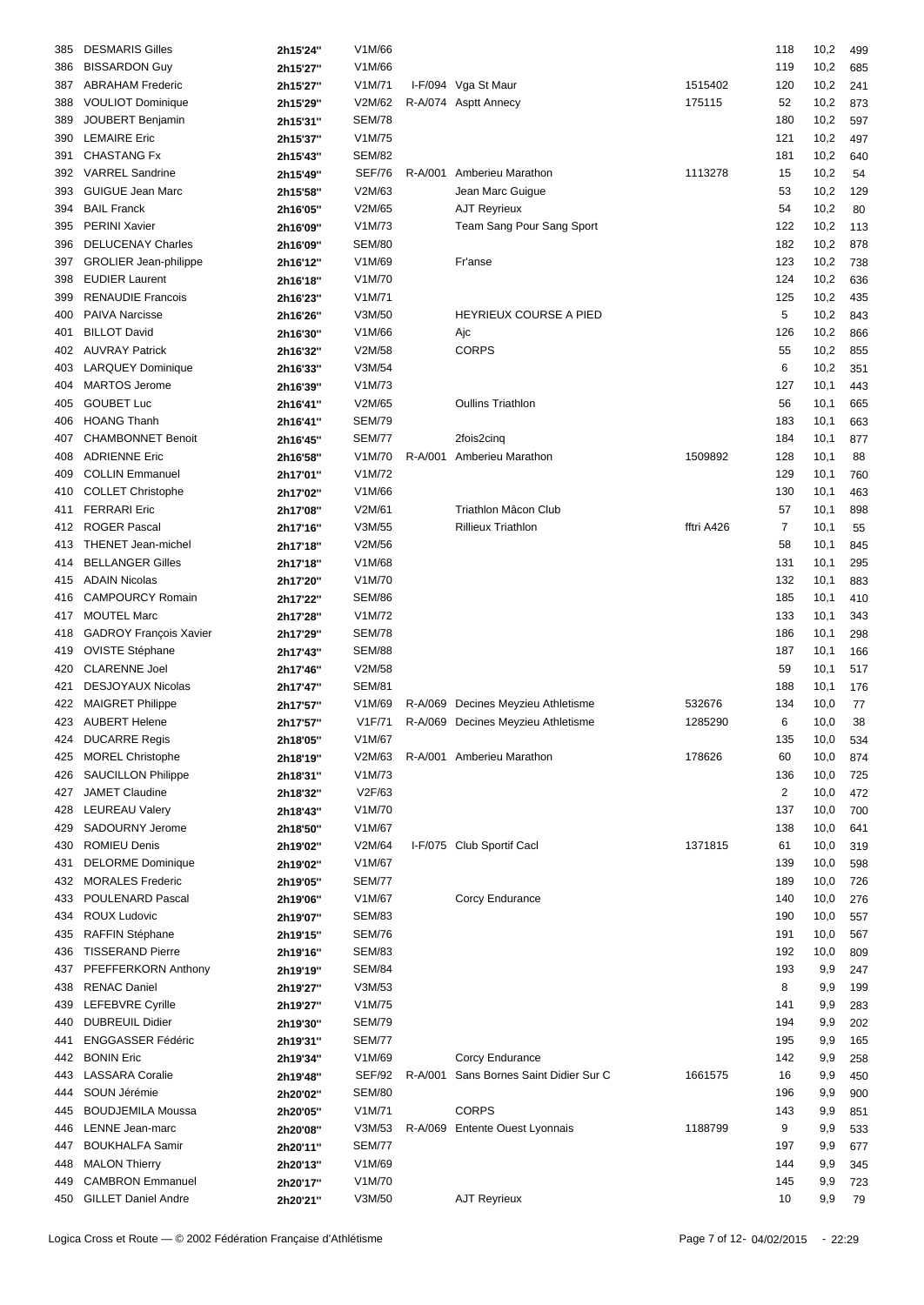| | | | | | | | | | |
|---|---|---|---|---|---|---|---|---|---|
| 385 | DESMARIS Gilles | 2h15'24'' | V1M/66 | | | | 118 | 10,2 | 499 |
| 386 | BISSARDON Guy | 2h15'27'' | V1M/66 | | | | 119 | 10,2 | 685 |
| 387 | ABRAHAM Frederic | 2h15'27'' | V1M/71 | I-F/094 | Vga St Maur | 1515402 | 120 | 10,2 | 241 |
| 388 | VOULIOT Dominique | 2h15'29'' | V2M/62 | R-A/074 | Asptt Annecy | 175115 | 52 | 10,2 | 873 |
| 389 | JOUBERT Benjamin | 2h15'31'' | SEM/78 | | | | 180 | 10,2 | 597 |
| 390 | LEMAIRE Eric | 2h15'37'' | V1M/75 | | | | 121 | 10,2 | 497 |
| 391 | CHASTANG Fx | 2h15'43'' | SEM/82 | | | | 181 | 10,2 | 640 |
| 392 | VARREL Sandrine | 2h15'49'' | SEF/76 | R-A/001 | Amberieu Marathon | 1113278 | 15 | 10,2 | 54 |
| 393 | GUIGUE Jean Marc | 2h15'58'' | V2M/63 | | Jean Marc Guigue | | 53 | 10,2 | 129 |
| 394 | BAIL Franck | 2h16'05'' | V2M/65 | | AJT Reyrieux | | 54 | 10,2 | 80 |
| 395 | PERINI Xavier | 2h16'09'' | V1M/73 | | Team Sang Pour Sang Sport | | 122 | 10,2 | 113 |
| 396 | DELUCENAY Charles | 2h16'09'' | SEM/80 | | | | 182 | 10,2 | 878 |
| 397 | GROLIER Jean-philippe | 2h16'12'' | V1M/69 | | Fr'anse | | 123 | 10,2 | 738 |
| 398 | EUDIER Laurent | 2h16'18'' | V1M/70 | | | | 124 | 10,2 | 636 |
| 399 | RENAUDIE Francois | 2h16'23'' | V1M/71 | | | | 125 | 10,2 | 435 |
| 400 | PAIVA Narcisse | 2h16'26'' | V3M/50 | | HEYRIEUX COURSE A PIED | | 5 | 10,2 | 843 |
| 401 | BILLOT David | 2h16'30'' | V1M/66 | | Ajc | | 126 | 10,2 | 866 |
| 402 | AUVRAY Patrick | 2h16'32'' | V2M/58 | | CORPS | | 55 | 10,2 | 855 |
| 403 | LARQUEY Dominique | 2h16'33'' | V3M/54 | | | | 6 | 10,2 | 351 |
| 404 | MARTOS Jerome | 2h16'39'' | V1M/73 | | | | 127 | 10,1 | 443 |
| 405 | GOUBET Luc | 2h16'41'' | V2M/65 | | Oullins Triathlon | | 56 | 10,1 | 665 |
| 406 | HOANG Thanh | 2h16'41'' | SEM/79 | | | | 183 | 10,1 | 663 |
| 407 | CHAMBONNET Benoit | 2h16'45'' | SEM/77 | | 2fois2cinq | | 184 | 10,1 | 877 |
| 408 | ADRIENNE Eric | 2h16'58'' | V1M/70 | R-A/001 | Amberieu Marathon | 1509892 | 128 | 10,1 | 88 |
| 409 | COLLIN Emmanuel | 2h17'01'' | V1M/72 | | | | 129 | 10,1 | 760 |
| 410 | COLLET Christophe | 2h17'02'' | V1M/66 | | | | 130 | 10,1 | 463 |
| 411 | FERRARI Eric | 2h17'08'' | V2M/61 | | Triathlon Mâcon Club | | 57 | 10,1 | 898 |
| 412 | ROGER Pascal | 2h17'16'' | V3M/55 | | Rillieux Triathlon | fftri A426 | 7 | 10,1 | 55 |
| 413 | THENET Jean-michel | 2h17'18'' | V2M/56 | | | | 58 | 10,1 | 845 |
| 414 | BELLANGER Gilles | 2h17'18'' | V1M/68 | | | | 131 | 10,1 | 295 |
| 415 | ADAIN Nicolas | 2h17'20'' | V1M/70 | | | | 132 | 10,1 | 883 |
| 416 | CAMPOURCY Romain | 2h17'22'' | SEM/86 | | | | 185 | 10,1 | 410 |
| 417 | MOUTEL Marc | 2h17'28'' | V1M/72 | | | | 133 | 10,1 | 343 |
| 418 | GADROY François Xavier | 2h17'29'' | SEM/78 | | | | 186 | 10,1 | 298 |
| 419 | OVISTE Stéphane | 2h17'43'' | SEM/88 | | | | 187 | 10,1 | 166 |
| 420 | CLARENNE Joel | 2h17'46'' | V2M/58 | | | | 59 | 10,1 | 517 |
| 421 | DESJOYAUX Nicolas | 2h17'47'' | SEM/81 | | | | 188 | 10,1 | 176 |
| 422 | MAIGRET Philippe | 2h17'57'' | V1M/69 | R-A/069 | Decines Meyzieu Athletisme | 532676 | 134 | 10,0 | 77 |
| 423 | AUBERT Helene | 2h17'57'' | V1F/71 | R-A/069 | Decines Meyzieu Athletisme | 1285290 | 6 | 10,0 | 38 |
| 424 | DUCARRE Regis | 2h18'05'' | V1M/67 | | | | 135 | 10,0 | 534 |
| 425 | MOREL Christophe | 2h18'19'' | V2M/63 | R-A/001 | Amberieu Marathon | 178626 | 60 | 10,0 | 874 |
| 426 | SAUCILLON Philippe | 2h18'31'' | V1M/73 | | | | 136 | 10,0 | 725 |
| 427 | JAMET Claudine | 2h18'32'' | V2F/63 | | | | 2 | 10,0 | 472 |
| 428 | LEUREAU Valery | 2h18'43'' | V1M/70 | | | | 137 | 10,0 | 700 |
| 429 | SADOURNY Jerome | 2h18'50'' | V1M/67 | | | | 138 | 10,0 | 641 |
| 430 | ROMIEU Denis | 2h19'02'' | V2M/64 | I-F/075 | Club Sportif Cacl | 1371815 | 61 | 10,0 | 319 |
| 431 | DELORME Dominique | 2h19'02'' | V1M/67 | | | | 139 | 10,0 | 598 |
| 432 | MORALES Frederic | 2h19'05'' | SEM/77 | | | | 189 | 10,0 | 726 |
| 433 | POULENARD Pascal | 2h19'06'' | V1M/67 | | Corcy Endurance | | 140 | 10,0 | 276 |
| 434 | ROUX Ludovic | 2h19'07'' | SEM/83 | | | | 190 | 10,0 | 557 |
| 435 | RAFFIN Stéphane | 2h19'15'' | SEM/76 | | | | 191 | 10,0 | 567 |
| 436 | TISSERAND Pierre | 2h19'16'' | SEM/83 | | | | 192 | 10,0 | 809 |
| 437 | PFEFFERKORN Anthony | 2h19'19'' | SEM/84 | | | | 193 | 9,9 | 247 |
| 438 | RENAC Daniel | 2h19'27'' | V3M/53 | | | | 8 | 9,9 | 199 |
| 439 | LEFEBVRE Cyrille | 2h19'27'' | V1M/75 | | | | 141 | 9,9 | 283 |
| 440 | DUBREUIL Didier | 2h19'30'' | SEM/79 | | | | 194 | 9,9 | 202 |
| 441 | ENGGASSER Fédéric | 2h19'31'' | SEM/77 | | | | 195 | 9,9 | 165 |
| 442 | BONIN Eric | 2h19'34'' | V1M/69 | | Corcy Endurance | | 142 | 9,9 | 258 |
| 443 | LASSARA Coralie | 2h19'48'' | SEF/92 | R-A/001 | Sans Bornes Saint Didier Sur C | 1661575 | 16 | 9,9 | 450 |
| 444 | SOUN Jérémie | 2h20'02'' | SEM/80 | | | | 196 | 9,9 | 900 |
| 445 | BOUDJEMILA Moussa | 2h20'05'' | V1M/71 | | CORPS | | 143 | 9,9 | 851 |
| 446 | LENNE Jean-marc | 2h20'08'' | V3M/53 | R-A/069 | Entente Ouest Lyonnais | 1188799 | 9 | 9,9 | 533 |
| 447 | BOUKHALFA Samir | 2h20'11'' | SEM/77 | | | | 197 | 9,9 | 677 |
| 448 | MALON Thierry | 2h20'13'' | V1M/69 | | | | 144 | 9,9 | 345 |
| 449 | CAMBRON Emmanuel | 2h20'17'' | V1M/70 | | | | 145 | 9,9 | 723 |
| 450 | GILLET Daniel Andre | 2h20'21'' | V3M/50 | | AJT Reyrieux | | 10 | 9,9 | 79 |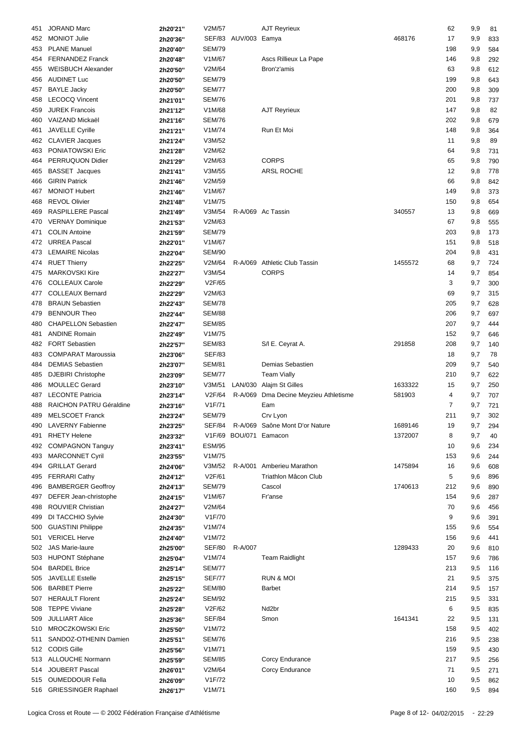| | | | | | | | | | |
|---|---|---|---|---|---|---|---|---|---|
| 451 | JORAND Marc | 2h20'21'' | V2M/57 | | AJT Reyrieux | | 62 | 9,9 | 81 |
| 452 | MONIOT Julie | 2h20'36'' | SEF/83 | AUV/003 | Eamya | 468176 | 17 | 9,9 | 833 |
| 453 | PLANE Manuel | 2h20'40'' | SEM/79 | | | | 198 | 9,9 | 584 |
| 454 | FERNANDEZ Franck | 2h20'48'' | V1M/67 | | Ascs Rillieux La Pape | | 146 | 9,8 | 292 |
| 455 | WEISBUCH Alexander | 2h20'50'' | V2M/64 | | Bron'z'amis | | 63 | 9,8 | 612 |
| 456 | AUDINET Luc | 2h20'50'' | SEM/79 | | | | 199 | 9,8 | 643 |
| 457 | BAYLE Jacky | 2h20'50'' | SEM/77 | | | | 200 | 9,8 | 309 |
| 458 | LECOCQ Vincent | 2h21'01'' | SEM/76 | | | | 201 | 9,8 | 737 |
| 459 | JUREK Francois | 2h21'12'' | V1M/68 | | AJT Reyrieux | | 147 | 9,8 | 82 |
| 460 | VAIZAND Mickaël | 2h21'16'' | SEM/76 | | | | 202 | 9,8 | 679 |
| 461 | JAVELLE Cyrille | 2h21'21'' | V1M/74 | | Run Et Moi | | 148 | 9,8 | 364 |
| 462 | CLAVIER Jacques | 2h21'24'' | V3M/52 | | | | 11 | 9,8 | 89 |
| 463 | PONIATOWSKI Eric | 2h21'28'' | V2M/62 | | | | 64 | 9,8 | 731 |
| 464 | PERRUQUON Didier | 2h21'29'' | V2M/63 | | CORPS | | 65 | 9,8 | 790 |
| 465 | BASSET Jacques | 2h21'41'' | V3M/55 | | ARSL ROCHE | | 12 | 9,8 | 778 |
| 466 | GIRIN Patrick | 2h21'46'' | V2M/59 | | | | 66 | 9,8 | 842 |
| 467 | MONIOT Hubert | 2h21'46'' | V1M/67 | | | | 149 | 9,8 | 373 |
| 468 | REVOL Olivier | 2h21'48'' | V1M/75 | | | | 150 | 9,8 | 654 |
| 469 | RASPILLERE Pascal | 2h21'49'' | V3M/54 | R-A/069 | Ac Tassin | 340557 | 13 | 9,8 | 669 |
| 470 | VERNAY Dominique | 2h21'53'' | V2M/63 | | | | 67 | 9,8 | 555 |
| 471 | COLIN Antoine | 2h21'59'' | SEM/79 | | | | 203 | 9,8 | 173 |
| 472 | URREA Pascal | 2h22'01'' | V1M/67 | | | | 151 | 9,8 | 518 |
| 473 | LEMAIRE Nicolas | 2h22'04'' | SEM/90 | | | | 204 | 9,8 | 431 |
| 474 | RUET Thierry | 2h22'25'' | V2M/64 | R-A/069 | Athletic Club Tassin | 1455572 | 68 | 9,7 | 724 |
| 475 | MARKOVSKI Kire | 2h22'27'' | V3M/54 | | CORPS | | 14 | 9,7 | 854 |
| 476 | COLLEAUX Carole | 2h22'29'' | V2F/65 | | | | 3 | 9,7 | 300 |
| 477 | COLLEAUX Bernard | 2h22'29'' | V2M/63 | | | | 69 | 9,7 | 315 |
| 478 | BRAUN Sebastien | 2h22'43'' | SEM/78 | | | | 205 | 9,7 | 628 |
| 479 | BENNOUR Theo | 2h22'44'' | SEM/88 | | | | 206 | 9,7 | 697 |
| 480 | CHAPELLON Sebastien | 2h22'47'' | SEM/85 | | | | 207 | 9,7 | 444 |
| 481 | ANDINE Romain | 2h22'49'' | V1M/75 | | | | 152 | 9,7 | 646 |
| 482 | FORT Sebastien | 2h22'57'' | SEM/83 | | S/l E. Ceyrat A. | 291858 | 208 | 9,7 | 140 |
| 483 | COMPARAT Maroussia | 2h23'06'' | SEF/83 | | | | 18 | 9,7 | 78 |
| 484 | DEMIAS Sebastien | 2h23'07'' | SEM/81 | | Demias Sebastien | | 209 | 9,7 | 540 |
| 485 | DJEBIRI Christophe | 2h23'09'' | SEM/77 | | Team Vially | | 210 | 9,7 | 622 |
| 486 | MOULLEC Gerard | 2h23'10'' | V3M/51 | LAN/030 | Alajm St Gilles | 1633322 | 15 | 9,7 | 250 |
| 487 | LECONTE Patricia | 2h23'14'' | V2F/64 | R-A/069 | Dma Decine Meyzieu Athletisme | 581903 | 4 | 9,7 | 707 |
| 488 | RAICHON PATRU Géraldine | 2h23'16'' | V1F/71 | | Eam | | 7 | 9,7 | 721 |
| 489 | MELSCOET Franck | 2h23'24'' | SEM/79 | | Crv Lyon | | 211 | 9,7 | 302 |
| 490 | LAVERNY Fabienne | 2h23'25'' | SEF/84 | R-A/069 | Saône Mont D'or Nature | 1689146 | 19 | 9,7 | 294 |
| 491 | RHETY Helene | 2h23'32'' | V1F/69 | BOU/071 | Eamacon | 1372007 | 8 | 9,7 | 40 |
| 492 | COMPAGNON Tanguy | 2h23'41'' | ESM/95 | | | | 10 | 9,6 | 234 |
| 493 | MARCONNET Cyril | 2h23'55'' | V1M/75 | | | | 153 | 9,6 | 244 |
| 494 | GRILLAT Gerard | 2h24'06'' | V3M/52 | R-A/001 | Amberieu Marathon | 1475894 | 16 | 9,6 | 608 |
| 495 | FERRARI Cathy | 2h24'12'' | V2F/61 | | Triathlon Mâcon Club | | 5 | 9,6 | 896 |
| 496 | BAMBERGER Geoffroy | 2h24'13'' | SEM/79 | | Cascol | 1740613 | 212 | 9,6 | 890 |
| 497 | DEFER Jean-christophe | 2h24'15'' | V1M/67 | | Fr'anse | | 154 | 9,6 | 287 |
| 498 | ROUVIER Christian | 2h24'27'' | V2M/64 | | | | 70 | 9,6 | 456 |
| 499 | DI TACCHIO Sylvie | 2h24'30'' | V1F/70 | | | | 9 | 9,6 | 391 |
| 500 | GUASTINI Philippe | 2h24'35'' | V1M/74 | | | | 155 | 9,6 | 554 |
| 501 | VERICEL Herve | 2h24'40'' | V1M/72 | | | | 156 | 9,6 | 441 |
| 502 | JAS Marie-laure | 2h25'00'' | SEF/80 | R-A/007 | | 1289433 | 20 | 9,6 | 810 |
| 503 | HUPONT Stéphane | 2h25'04'' | V1M/74 | | Team Raidlight | | 157 | 9,6 | 786 |
| 504 | BARDEL Brice | 2h25'14'' | SEM/77 | | | | 213 | 9,5 | 116 |
| 505 | JAVELLE Estelle | 2h25'15'' | SEF/77 | | RUN & MOI | | 21 | 9,5 | 375 |
| 506 | BARBET Pierre | 2h25'22'' | SEM/80 | | Barbet | | 214 | 9,5 | 157 |
| 507 | HERAULT Florent | 2h25'24'' | SEM/92 | | | | 215 | 9,5 | 331 |
| 508 | TEPPE Viviane | 2h25'28'' | V2F/62 | | Nd2br | | 6 | 9,5 | 835 |
| 509 | JULLIART Alice | 2h25'36'' | SEF/84 | | Smon | 1641341 | 22 | 9,5 | 131 |
| 510 | MROCZKOWSKI Eric | 2h25'50'' | V1M/72 | | | | 158 | 9,5 | 402 |
| 511 | SANDOZ-OTHENIN Damien | 2h25'51'' | SEM/76 | | | | 216 | 9,5 | 238 |
| 512 | CODIS Gille | 2h25'56'' | V1M/71 | | | | 159 | 9,5 | 430 |
| 513 | ALLOUCHE Normann | 2h25'59'' | SEM/85 | | Corcy Endurance | | 217 | 9,5 | 256 |
| 514 | JOUBERT Pascal | 2h26'01'' | V2M/64 | | Corcy Endurance | | 71 | 9,5 | 271 |
| 515 | OUMEDDOUR Fella | 2h26'09'' | V1F/72 | | | | 10 | 9,5 | 862 |
| 516 | GRIESSINGER Raphael | 2h26'17'' | V1M/71 | | | | 160 | 9,5 | 894 |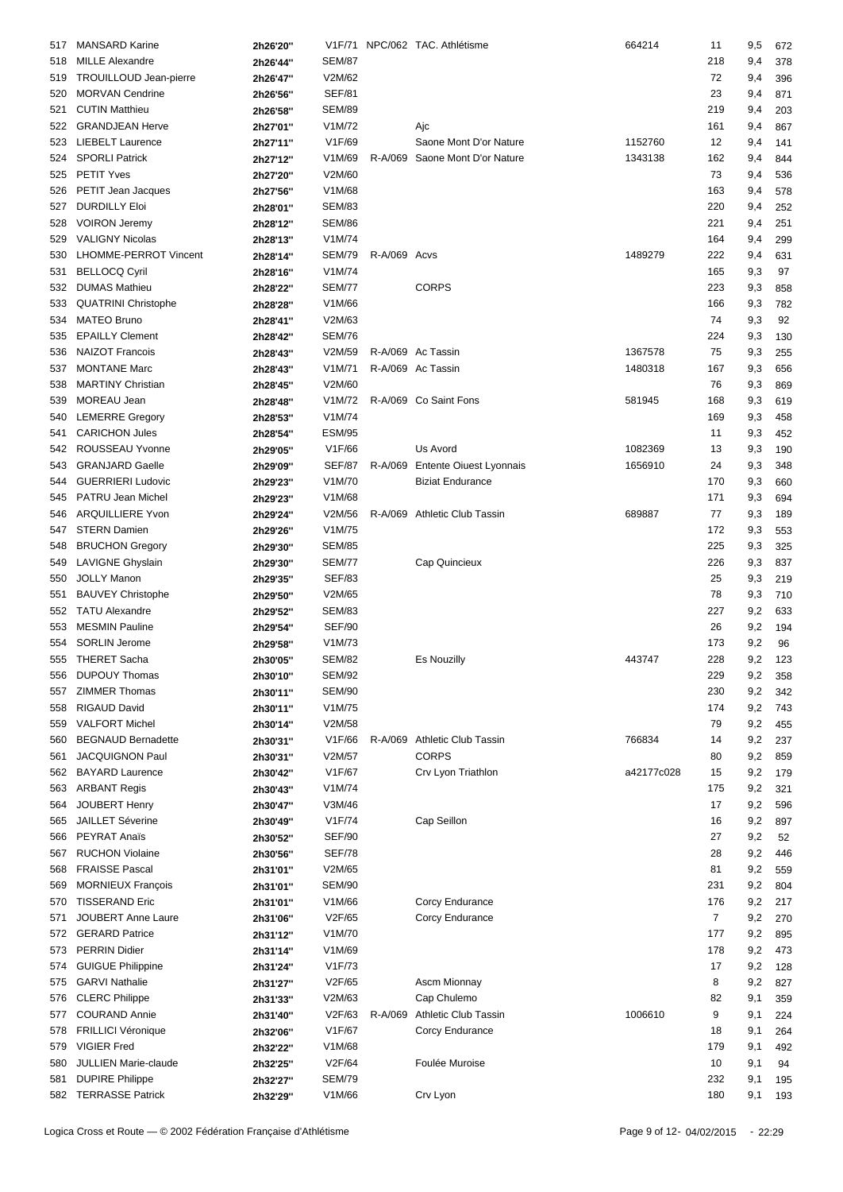| | | | | | | | | | |
|---|---|---|---|---|---|---|---|---|---|
| 517 | MANSARD Karine | 2h26'20'' | V1F/71 | NPC/062 | TAC. Athlétisme | 664214 | 11 | 9,5 | 672 |
| 518 | MILLE Alexandre | 2h26'44'' | SEM/87 | | | | 218 | 9,4 | 378 |
| 519 | TROUILLOUD Jean-pierre | 2h26'47'' | V2M/62 | | | | 72 | 9,4 | 396 |
| 520 | MORVAN Cendrine | 2h26'56'' | SEF/81 | | | | 23 | 9,4 | 871 |
| 521 | CUTIN Matthieu | 2h26'58'' | SEM/89 | | | | 219 | 9,4 | 203 |
| 522 | GRANDJEAN Herve | 2h27'01'' | V1M/72 | | Ajc | | 161 | 9,4 | 867 |
| 523 | LIEBELT Laurence | 2h27'11'' | V1F/69 | | Saone Mont D'or Nature | 1152760 | 12 | 9,4 | 141 |
| 524 | SPORLI Patrick | 2h27'12'' | V1M/69 | R-A/069 | Saone Mont D'or Nature | 1343138 | 162 | 9,4 | 844 |
| 525 | PETIT Yves | 2h27'20'' | V2M/60 | | | | 73 | 9,4 | 536 |
| 526 | PETIT Jean Jacques | 2h27'56'' | V1M/68 | | | | 163 | 9,4 | 578 |
| 527 | DURDILLY Eloi | 2h28'01'' | SEM/83 | | | | 220 | 9,4 | 252 |
| 528 | VOIRON Jeremy | 2h28'12'' | SEM/86 | | | | 221 | 9,4 | 251 |
| 529 | VALIGNY Nicolas | 2h28'13'' | V1M/74 | | | | 164 | 9,4 | 299 |
| 530 | LHOMME-PERROT Vincent | 2h28'14'' | SEM/79 | R-A/069 | Acvs | 1489279 | 222 | 9,4 | 631 |
| 531 | BELLOCQ Cyril | 2h28'16'' | V1M/74 | | | | 165 | 9,3 | 97 |
| 532 | DUMAS Mathieu | 2h28'22'' | SEM/77 | | CORPS | | 223 | 9,3 | 858 |
| 533 | QUATRINI Christophe | 2h28'28'' | V1M/66 | | | | 166 | 9,3 | 782 |
| 534 | MATEO Bruno | 2h28'41'' | V2M/63 | | | | 74 | 9,3 | 92 |
| 535 | EPAILLY Clement | 2h28'42'' | SEM/76 | | | | 224 | 9,3 | 130 |
| 536 | NAIZOT Francois | 2h28'43'' | V2M/59 | R-A/069 | Ac Tassin | 1367578 | 75 | 9,3 | 255 |
| 537 | MONTANE Marc | 2h28'43'' | V1M/71 | R-A/069 | Ac Tassin | 1480318 | 167 | 9,3 | 656 |
| 538 | MARTINY Christian | 2h28'45'' | V2M/60 | | | | 76 | 9,3 | 869 |
| 539 | MOREAU Jean | 2h28'48'' | V1M/72 | R-A/069 | Co Saint Fons | 581945 | 168 | 9,3 | 619 |
| 540 | LEMERRE Gregory | 2h28'53'' | V1M/74 | | | | 169 | 9,3 | 458 |
| 541 | CARICHON Jules | 2h28'54'' | ESM/95 | | | | 11 | 9,3 | 452 |
| 542 | ROUSSEAU Yvonne | 2h29'05'' | V1F/66 | | Us Avord | 1082369 | 13 | 9,3 | 190 |
| 543 | GRANJARD Gaelle | 2h29'09'' | SEF/87 | R-A/069 | Entente Oiuest Lyonnais | 1656910 | 24 | 9,3 | 348 |
| 544 | GUERRIERI Ludovic | 2h29'23'' | V1M/70 | | Biziat Endurance | | 170 | 9,3 | 660 |
| 545 | PATRU Jean Michel | 2h29'23'' | V1M/68 | | | | 171 | 9,3 | 694 |
| 546 | ARQUILLIERE Yvon | 2h29'24'' | V2M/56 | R-A/069 | Athletic Club Tassin | 689887 | 77 | 9,3 | 189 |
| 547 | STERN Damien | 2h29'26'' | V1M/75 | | | | 172 | 9,3 | 553 |
| 548 | BRUCHON Gregory | 2h29'30'' | SEM/85 | | | | 225 | 9,3 | 325 |
| 549 | LAVIGNE Ghyslain | 2h29'30'' | SEM/77 | | Cap Quincieux | | 226 | 9,3 | 837 |
| 550 | JOLLY Manon | 2h29'35'' | SEF/83 | | | | 25 | 9,3 | 219 |
| 551 | BAUVEY Christophe | 2h29'50'' | V2M/65 | | | | 78 | 9,3 | 710 |
| 552 | TATU Alexandre | 2h29'52'' | SEM/83 | | | | 227 | 9,2 | 633 |
| 553 | MESMIN Pauline | 2h29'54'' | SEF/90 | | | | 26 | 9,2 | 194 |
| 554 | SORLIN Jerome | 2h29'58'' | V1M/73 | | | | 173 | 9,2 | 96 |
| 555 | THERET Sacha | 2h30'05'' | SEM/82 | | Es Nouzilly | 443747 | 228 | 9,2 | 123 |
| 556 | DUPOUY Thomas | 2h30'10'' | SEM/92 | | | | 229 | 9,2 | 358 |
| 557 | ZIMMER Thomas | 2h30'11'' | SEM/90 | | | | 230 | 9,2 | 342 |
| 558 | RIGAUD David | 2h30'11'' | V1M/75 | | | | 174 | 9,2 | 743 |
| 559 | VALFORT Michel | 2h30'14'' | V2M/58 | | | | 79 | 9,2 | 455 |
| 560 | BEGNAUD Bernadette | 2h30'31'' | V1F/66 | R-A/069 | Athletic Club Tassin | 766834 | 14 | 9,2 | 237 |
| 561 | JACQUIGNON Paul | 2h30'31'' | V2M/57 | | CORPS | | 80 | 9,2 | 859 |
| 562 | BAYARD Laurence | 2h30'42'' | V1F/67 | | Crv Lyon Triathlon | a42177c028 | 15 | 9,2 | 179 |
| 563 | ARBANT Regis | 2h30'43'' | V1M/74 | | | | 175 | 9,2 | 321 |
| 564 | JOUBERT Henry | 2h30'47'' | V3M/46 | | | | 17 | 9,2 | 596 |
| 565 | JAILLET Séverine | 2h30'49'' | V1F/74 | | Cap Seillon | | 16 | 9,2 | 897 |
| 566 | PEYRAT Anaïs | 2h30'52'' | SEF/90 | | | | 27 | 9,2 | 52 |
| 567 | RUCHON Violaine | 2h30'56'' | SEF/78 | | | | 28 | 9,2 | 446 |
| 568 | FRAISSE Pascal | 2h31'01'' | V2M/65 | | | | 81 | 9,2 | 559 |
| 569 | MORNIEUX François | 2h31'01'' | SEM/90 | | | | 231 | 9,2 | 804 |
| 570 | TISSERAND Eric | 2h31'01'' | V1M/66 | | Corcy Endurance | | 176 | 9,2 | 217 |
| 571 | JOUBERT Anne Laure | 2h31'06'' | V2F/65 | | Corcy Endurance | | 7 | 9,2 | 270 |
| 572 | GERARD Patrice | 2h31'12'' | V1M/70 | | | | 177 | 9,2 | 895 |
| 573 | PERRIN Didier | 2h31'14'' | V1M/69 | | | | 178 | 9,2 | 473 |
| 574 | GUIGUE Philippine | 2h31'24'' | V1F/73 | | | | 17 | 9,2 | 128 |
| 575 | GARVI Nathalie | 2h31'27'' | V2F/65 | | Ascm Mionnay | | 8 | 9,2 | 827 |
| 576 | CLERC Philippe | 2h31'33'' | V2M/63 | | Cap Chulemo | | 82 | 9,1 | 359 |
| 577 | COURAND Annie | 2h31'40'' | V2F/63 | R-A/069 | Athletic Club Tassin | 1006610 | 9 | 9,1 | 224 |
| 578 | FRILLICI Véronique | 2h32'06'' | V1F/67 | | Corcy Endurance | | 18 | 9,1 | 264 |
| 579 | VIGIER Fred | 2h32'22'' | V1M/68 | | | | 179 | 9,1 | 492 |
| 580 | JULLIEN Marie-claude | 2h32'25'' | V2F/64 | | Foulée Muroise | | 10 | 9,1 | 94 |
| 581 | DUPIRE Philippe | 2h32'27'' | SEM/79 | | | | 232 | 9,1 | 195 |
| 582 | TERRASSE Patrick | 2h32'29'' | V1M/66 | | Crv Lyon | | 180 | 9,1 | 193 |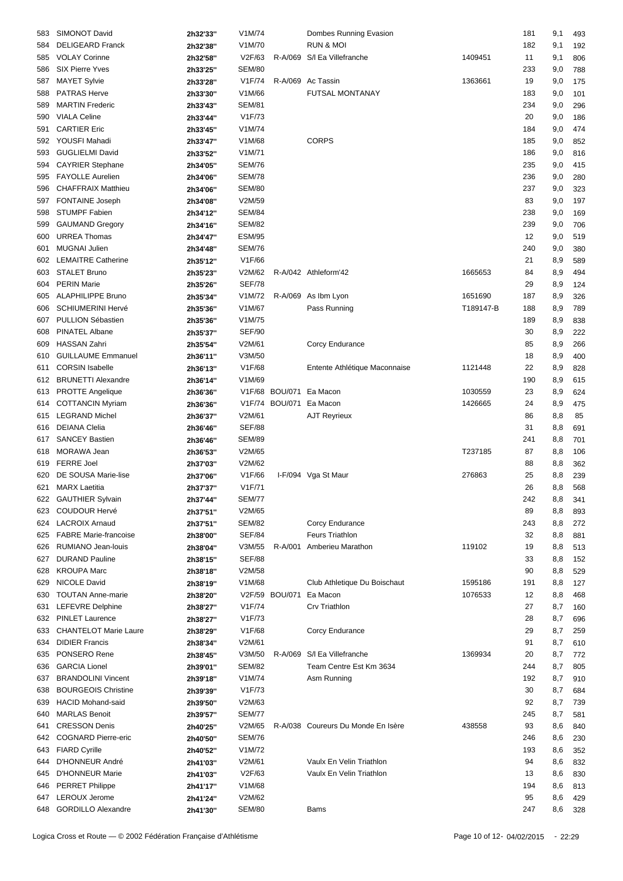| | | | | | | | | | |
|---|---|---|---|---|---|---|---|---|---|
| 583 | SIMONOT David | 2h32'33'' | V1M/74 | | Dombes Running Evasion | | 181 | 9,1 | 493 |
| 584 | DELIGEARD Franck | 2h32'38'' | V1M/70 | | RUN & MOI | | 182 | 9,1 | 192 |
| 585 | VOLAY Corinne | 2h32'58'' | V2F/63 | R-A/069 | S/l Ea Villefranche | 1409451 | 11 | 9,1 | 806 |
| 586 | SIX Pierre Yves | 2h33'25'' | SEM/80 | | | | 233 | 9,0 | 788 |
| 587 | MAYET Sylvie | 2h33'28'' | V1F/74 | R-A/069 | Ac Tassin | 1363661 | 19 | 9,0 | 175 |
| 588 | PATRAS Herve | 2h33'30'' | V1M/66 | | FUTSAL MONTANAY | | 183 | 9,0 | 101 |
| 589 | MARTIN Frederic | 2h33'43'' | SEM/81 | | | | 234 | 9,0 | 296 |
| 590 | VIALA Celine | 2h33'44'' | V1F/73 | | | | 20 | 9,0 | 186 |
| 591 | CARTIER Eric | 2h33'45'' | V1M/74 | | | | 184 | 9,0 | 474 |
| 592 | YOUSFI Mahadi | 2h33'47'' | V1M/68 | | CORPS | | 185 | 9,0 | 852 |
| 593 | GUGLIELMI David | 2h33'52'' | V1M/71 | | | | 186 | 9,0 | 816 |
| 594 | CAYRIER Stephane | 2h34'05'' | SEM/76 | | | | 235 | 9,0 | 415 |
| 595 | FAYOLLE Aurelien | 2h34'06'' | SEM/78 | | | | 236 | 9,0 | 280 |
| 596 | CHAFFRAIX Matthieu | 2h34'06'' | SEM/80 | | | | 237 | 9,0 | 323 |
| 597 | FONTAINE Joseph | 2h34'08'' | V2M/59 | | | | 83 | 9,0 | 197 |
| 598 | STUMPF Fabien | 2h34'12'' | SEM/84 | | | | 238 | 9,0 | 169 |
| 599 | GAUMAND Gregory | 2h34'16'' | SEM/82 | | | | 239 | 9,0 | 706 |
| 600 | URREA Thomas | 2h34'47'' | ESM/95 | | | | 12 | 9,0 | 519 |
| 601 | MUGNAI Julien | 2h34'48'' | SEM/76 | | | | 240 | 9,0 | 380 |
| 602 | LEMAITRE Catherine | 2h35'12'' | V1F/66 | | | | 21 | 8,9 | 589 |
| 603 | STALET Bruno | 2h35'23'' | V2M/62 | R-A/042 | Athleform'42 | 1665653 | 84 | 8,9 | 494 |
| 604 | PERIN Marie | 2h35'26'' | SEF/78 | | | | 29 | 8,9 | 124 |
| 605 | ALAPHILIPPE Bruno | 2h35'34'' | V1M/72 | R-A/069 | As Ibm Lyon | 1651690 | 187 | 8,9 | 326 |
| 606 | SCHIUMERINI Hervé | 2h35'36'' | V1M/67 | | Pass Running | T189147-B | 188 | 8,9 | 789 |
| 607 | PULLION Sébastien | 2h35'36'' | V1M/75 | | | | 189 | 8,9 | 838 |
| 608 | PINATEL Albane | 2h35'37'' | SEF/90 | | | | 30 | 8,9 | 222 |
| 609 | HASSAN Zahri | 2h35'54'' | V2M/61 | | Corcy Endurance | | 85 | 8,9 | 266 |
| 610 | GUILLAUME Emmanuel | 2h36'11'' | V3M/50 | | | | 18 | 8,9 | 400 |
| 611 | CORSIN Isabelle | 2h36'13'' | V1F/68 | | Entente Athlétique Maconnaise | 1121448 | 22 | 8,9 | 828 |
| 612 | BRUNETTI Alexandre | 2h36'14'' | V1M/69 | | | | 190 | 8,9 | 615 |
| 613 | PROTTE Angelique | 2h36'36'' | V1F/68 | BOU/071 | Ea Macon | 1030559 | 23 | 8,9 | 624 |
| 614 | COTTANCIN Myriam | 2h36'36'' | V1F/74 | BOU/071 | Ea Macon | 1426665 | 24 | 8,9 | 475 |
| 615 | LEGRAND Michel | 2h36'37'' | V2M/61 | | AJT Reyrieux | | 86 | 8,8 | 85 |
| 616 | DEIANA Clelia | 2h36'46'' | SEF/88 | | | | 31 | 8,8 | 691 |
| 617 | SANCEY Bastien | 2h36'46'' | SEM/89 | | | | 241 | 8,8 | 701 |
| 618 | MORAWA Jean | 2h36'53'' | V2M/65 | | | T237185 | 87 | 8,8 | 106 |
| 619 | FERRE Joel | 2h37'03'' | V2M/62 | | | | 88 | 8,8 | 362 |
| 620 | DE SOUSA Marie-lise | 2h37'06'' | V1F/66 | I-F/094 | Vga St Maur | 276863 | 25 | 8,8 | 239 |
| 621 | MARX Laetitia | 2h37'37'' | V1F/71 | | | | 26 | 8,8 | 568 |
| 622 | GAUTHIER Sylvain | 2h37'44'' | SEM/77 | | | | 242 | 8,8 | 341 |
| 623 | COUDOUR Hervé | 2h37'51'' | V2M/65 | | | | 89 | 8,8 | 893 |
| 624 | LACROIX Arnaud | 2h37'51'' | SEM/82 | | Corcy Endurance | | 243 | 8,8 | 272 |
| 625 | FABRE Marie-francoise | 2h38'00'' | SEF/84 | | Feurs Triathlon | | 32 | 8,8 | 881 |
| 626 | RUMIANO Jean-louis | 2h38'04'' | V3M/55 | R-A/001 | Amberieu Marathon | 119102 | 19 | 8,8 | 513 |
| 627 | DURAND Pauline | 2h38'15'' | SEF/88 | | | | 33 | 8,8 | 152 |
| 628 | KROUPA Marc | 2h38'18'' | V2M/58 | | | | 90 | 8,8 | 529 |
| 629 | NICOLE David | 2h38'19'' | V1M/68 | | Club Athletique Du Boischaut | 1595186 | 191 | 8,8 | 127 |
| 630 | TOUTAN Anne-marie | 2h38'20'' | V2F/59 | BOU/071 | Ea Macon | 1076533 | 12 | 8,8 | 468 |
| 631 | LEFEVRE Delphine | 2h38'27'' | V1F/74 | | Crv Triathlon | | 27 | 8,7 | 160 |
| 632 | PINLET Laurence | 2h38'27'' | V1F/73 | | | | 28 | 8,7 | 696 |
| 633 | CHANTELOT Marie Laure | 2h38'29'' | V1F/68 | | Corcy Endurance | | 29 | 8,7 | 259 |
| 634 | DIDIER Francis | 2h38'34'' | V2M/61 | | | | 91 | 8,7 | 610 |
| 635 | PONSERO Rene | 2h38'45'' | V3M/50 | R-A/069 | S/l Ea Villefranche | 1369934 | 20 | 8,7 | 772 |
| 636 | GARCIA Lionel | 2h39'01'' | SEM/82 | | Team Centre Est Km 3634 | | 244 | 8,7 | 805 |
| 637 | BRANDOLINI Vincent | 2h39'18'' | V1M/74 | | Asm Running | | 192 | 8,7 | 910 |
| 638 | BOURGEOIS Christine | 2h39'39'' | V1F/73 | | | | 30 | 8,7 | 684 |
| 639 | HACID Mohand-said | 2h39'50'' | V2M/63 | | | | 92 | 8,7 | 739 |
| 640 | MARLAS Benoit | 2h39'57'' | SEM/77 | | | | 245 | 8,7 | 581 |
| 641 | CRESSON Denis | 2h40'25'' | V2M/65 | R-A/038 | Coureurs Du Monde En Isère | 438558 | 93 | 8,6 | 840 |
| 642 | COGNARD Pierre-eric | 2h40'50'' | SEM/76 | | | | 246 | 8,6 | 230 |
| 643 | FIARD Cyrille | 2h40'52'' | V1M/72 | | | | 193 | 8,6 | 352 |
| 644 | D'HONNEUR André | 2h41'03'' | V2M/61 | | Vaulx En Velin Triathlon | | 94 | 8,6 | 832 |
| 645 | D'HONNEUR Marie | 2h41'03'' | V2F/63 | | Vaulx En Velin Triathlon | | 13 | 8,6 | 830 |
| 646 | PERRET Philippe | 2h41'17'' | V1M/68 | | | | 194 | 8,6 | 813 |
| 647 | LEROUX Jerome | 2h41'24'' | V2M/62 | | | | 95 | 8,6 | 429 |
| 648 | GORDILLO Alexandre | 2h41'30'' | SEM/80 | | Bams | | 247 | 8,6 | 328 |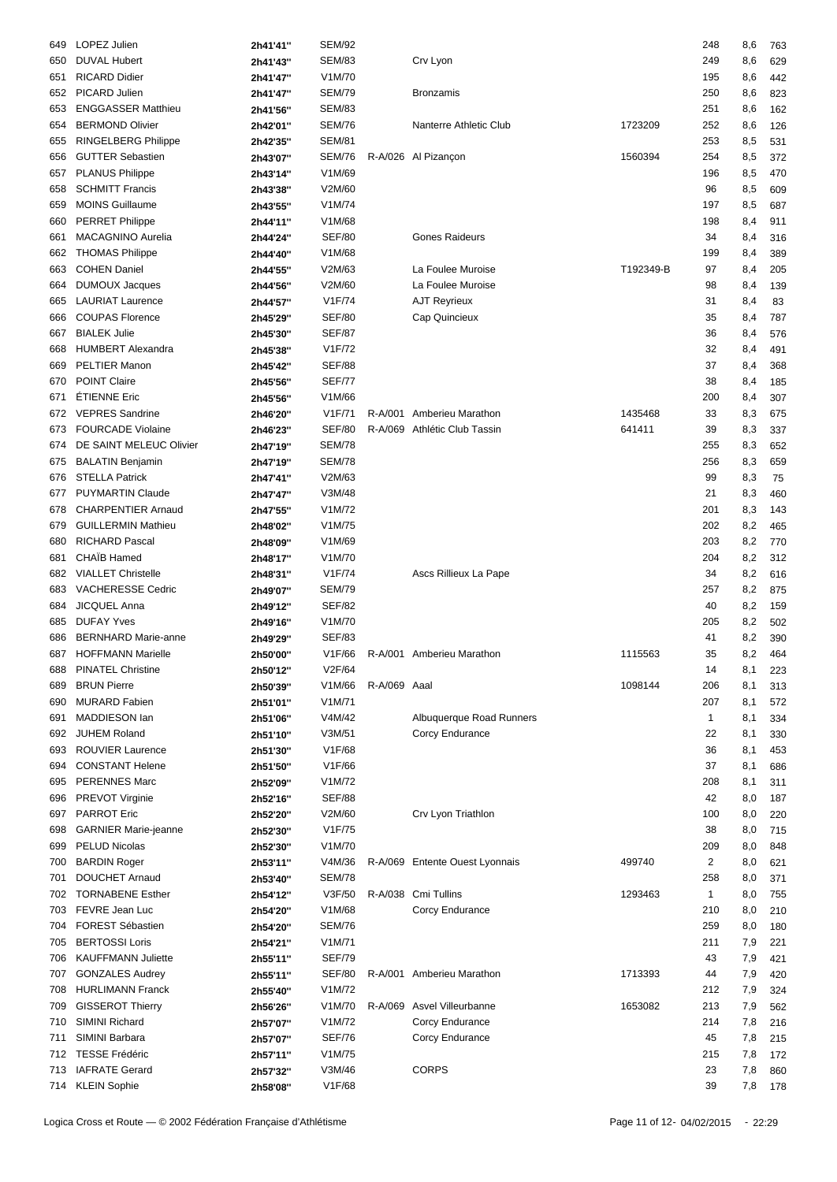| | | | | | | | | | |
|---|---|---|---|---|---|---|---|---|---|
| 649 | LOPEZ Julien | 2h41'41'' | SEM/92 | | | | 248 | 8,6 | 763 |
| 650 | DUVAL Hubert | 2h41'43'' | SEM/83 | | Crv Lyon | | 249 | 8,6 | 629 |
| 651 | RICARD Didier | 2h41'47'' | V1M/70 | | | | 195 | 8,6 | 442 |
| 652 | PICARD Julien | 2h41'47'' | SEM/79 | | Bronzamis | | 250 | 8,6 | 823 |
| 653 | ENGGASSER Matthieu | 2h41'56'' | SEM/83 | | | | 251 | 8,6 | 162 |
| 654 | BERMOND Olivier | 2h42'01'' | SEM/76 | | Nanterre Athletic Club | 1723209 | 252 | 8,6 | 126 |
| 655 | RINGELBERG Philippe | 2h42'35'' | SEM/81 | | | | 253 | 8,5 | 531 |
| 656 | GUTTER Sebastien | 2h43'07'' | SEM/76 | R-A/026 | Al Pizançon | 1560394 | 254 | 8,5 | 372 |
| 657 | PLANUS Philippe | 2h43'14'' | V1M/69 | | | | 196 | 8,5 | 470 |
| 658 | SCHMITT Francis | 2h43'38'' | V2M/60 | | | | 96 | 8,5 | 609 |
| 659 | MOINS Guillaume | 2h43'55'' | V1M/74 | | | | 197 | 8,5 | 687 |
| 660 | PERRET Philippe | 2h44'11'' | V1M/68 | | | | 198 | 8,4 | 911 |
| 661 | MACAGNINO Aurelia | 2h44'24'' | SEF/80 | | Gones Raideurs | | 34 | 8,4 | 316 |
| 662 | THOMAS Philippe | 2h44'40'' | V1M/68 | | | | 199 | 8,4 | 389 |
| 663 | COHEN Daniel | 2h44'55'' | V2M/63 | | La Foulee Muroise | T192349-B | 97 | 8,4 | 205 |
| 664 | DUMOUX Jacques | 2h44'56'' | V2M/60 | | La Foulee Muroise | | 98 | 8,4 | 139 |
| 665 | LAURIAT Laurence | 2h44'57'' | V1F/74 | | AJT Reyrieux | | 31 | 8,4 | 83 |
| 666 | COUPAS Florence | 2h45'29'' | SEF/80 | | Cap Quincieux | | 35 | 8,4 | 787 |
| 667 | BIALEK Julie | 2h45'30'' | SEF/87 | | | | 36 | 8,4 | 576 |
| 668 | HUMBERT Alexandra | 2h45'38'' | V1F/72 | | | | 32 | 8,4 | 491 |
| 669 | PELTIER Manon | 2h45'42'' | SEF/88 | | | | 37 | 8,4 | 368 |
| 670 | POINT Claire | 2h45'56'' | SEF/77 | | | | 38 | 8,4 | 185 |
| 671 | ÉTIENNE Eric | 2h45'56'' | V1M/66 | | | | 200 | 8,4 | 307 |
| 672 | VEPRES Sandrine | 2h46'20'' | V1F/71 | R-A/001 | Amberieu Marathon | 1435468 | 33 | 8,3 | 675 |
| 673 | FOURCADE Violaine | 2h46'23'' | SEF/80 | R-A/069 | Athlétic Club Tassin | 641411 | 39 | 8,3 | 337 |
| 674 | DE SAINT MELEUC Olivier | 2h47'19'' | SEM/78 | | | | 255 | 8,3 | 652 |
| 675 | BALATIN Benjamin | 2h47'19'' | SEM/78 | | | | 256 | 8,3 | 659 |
| 676 | STELLA Patrick | 2h47'41'' | V2M/63 | | | | 99 | 8,3 | 75 |
| 677 | PUYMARTIN Claude | 2h47'47'' | V3M/48 | | | | 21 | 8,3 | 460 |
| 678 | CHARPENTIER Arnaud | 2h47'55'' | V1M/72 | | | | 201 | 8,3 | 143 |
| 679 | GUILLERMIN Mathieu | 2h48'02'' | V1M/75 | | | | 202 | 8,2 | 465 |
| 680 | RICHARD Pascal | 2h48'09'' | V1M/69 | | | | 203 | 8,2 | 770 |
| 681 | CHAÏB Hamed | 2h48'17'' | V1M/70 | | | | 204 | 8,2 | 312 |
| 682 | VIALLET Christelle | 2h48'31'' | V1F/74 | | Ascs Rillieux La Pape | | 34 | 8,2 | 616 |
| 683 | VACHERESSE Cedric | 2h49'07'' | SEM/79 | | | | 257 | 8,2 | 875 |
| 684 | JICQUEL Anna | 2h49'12'' | SEF/82 | | | | 40 | 8,2 | 159 |
| 685 | DUFAY Yves | 2h49'16'' | V1M/70 | | | | 205 | 8,2 | 502 |
| 686 | BERNHARD Marie-anne | 2h49'29'' | SEF/83 | | | | 41 | 8,2 | 390 |
| 687 | HOFFMANN Marielle | 2h50'00'' | V1F/66 | R-A/001 | Amberieu Marathon | 1115563 | 35 | 8,2 | 464 |
| 688 | PINATEL Christine | 2h50'12'' | V2F/64 | | | | 14 | 8,1 | 223 |
| 689 | BRUN Pierre | 2h50'39'' | V1M/66 | R-A/069 | Aaal | 1098144 | 206 | 8,1 | 313 |
| 690 | MURARD Fabien | 2h51'01'' | V1M/71 | | | | 207 | 8,1 | 572 |
| 691 | MADDIESON Ian | 2h51'06'' | V4M/42 | | Albuquerque Road Runners | | 1 | 8,1 | 334 |
| 692 | JUHEM Roland | 2h51'10'' | V3M/51 | | Corcy Endurance | | 22 | 8,1 | 330 |
| 693 | ROUVIER Laurence | 2h51'30'' | V1F/68 | | | | 36 | 8,1 | 453 |
| 694 | CONSTANT Helene | 2h51'50'' | V1F/66 | | | | 37 | 8,1 | 686 |
| 695 | PERENNES Marc | 2h52'09'' | V1M/72 | | | | 208 | 8,1 | 311 |
| 696 | PREVOT Virginie | 2h52'16'' | SEF/88 | | | | 42 | 8,0 | 187 |
| 697 | PARROT Eric | 2h52'20'' | V2M/60 | | Crv Lyon Triathlon | | 100 | 8,0 | 220 |
| 698 | GARNIER Marie-jeanne | 2h52'30'' | V1F/75 | | | | 38 | 8,0 | 715 |
| 699 | PELUD Nicolas | 2h52'30'' | V1M/70 | | | | 209 | 8,0 | 848 |
| 700 | BARDIN Roger | 2h53'11'' | V4M/36 | R-A/069 | Entente Ouest Lyonnais | 499740 | 2 | 8,0 | 621 |
| 701 | DOUCHET Arnaud | 2h53'40'' | SEM/78 | | | | 258 | 8,0 | 371 |
| 702 | TORNABENE Esther | 2h54'12'' | V3F/50 | R-A/038 | Cmi Tullins | 1293463 | 1 | 8,0 | 755 |
| 703 | FEVRE Jean Luc | 2h54'20'' | V1M/68 | | Corcy Endurance | | 210 | 8,0 | 210 |
| 704 | FOREST Sébastien | 2h54'20'' | SEM/76 | | | | 259 | 8,0 | 180 |
| 705 | BERTOSSI Loris | 2h54'21'' | V1M/71 | | | | 211 | 7,9 | 221 |
| 706 | KAUFFMANN Juliette | 2h55'11'' | SEF/79 | | | | 43 | 7,9 | 421 |
| 707 | GONZALES Audrey | 2h55'11'' | SEF/80 | R-A/001 | Amberieu Marathon | 1713393 | 44 | 7,9 | 420 |
| 708 | HURLIMANN Franck | 2h55'40'' | V1M/72 | | | | 212 | 7,9 | 324 |
| 709 | GISSEROT Thierry | 2h56'26'' | V1M/70 | R-A/069 | Asvel Villeurbanne | 1653082 | 213 | 7,9 | 562 |
| 710 | SIMINI Richard | 2h57'07'' | V1M/72 | | Corcy Endurance | | 214 | 7,8 | 216 |
| 711 | SIMINI Barbara | 2h57'07'' | SEF/76 | | Corcy Endurance | | 45 | 7,8 | 215 |
| 712 | TESSE Frédéric | 2h57'11'' | V1M/75 | | | | 215 | 7,8 | 172 |
| 713 | IAFRATE Gerard | 2h57'32'' | V3M/46 | | CORPS | | 23 | 7,8 | 860 |
| 714 | KLEIN Sophie | 2h58'08'' | V1F/68 | | | | 39 | 7,8 | 178 |

Logica Cross et Route — © 2002 Fédération Française d'Athlétisme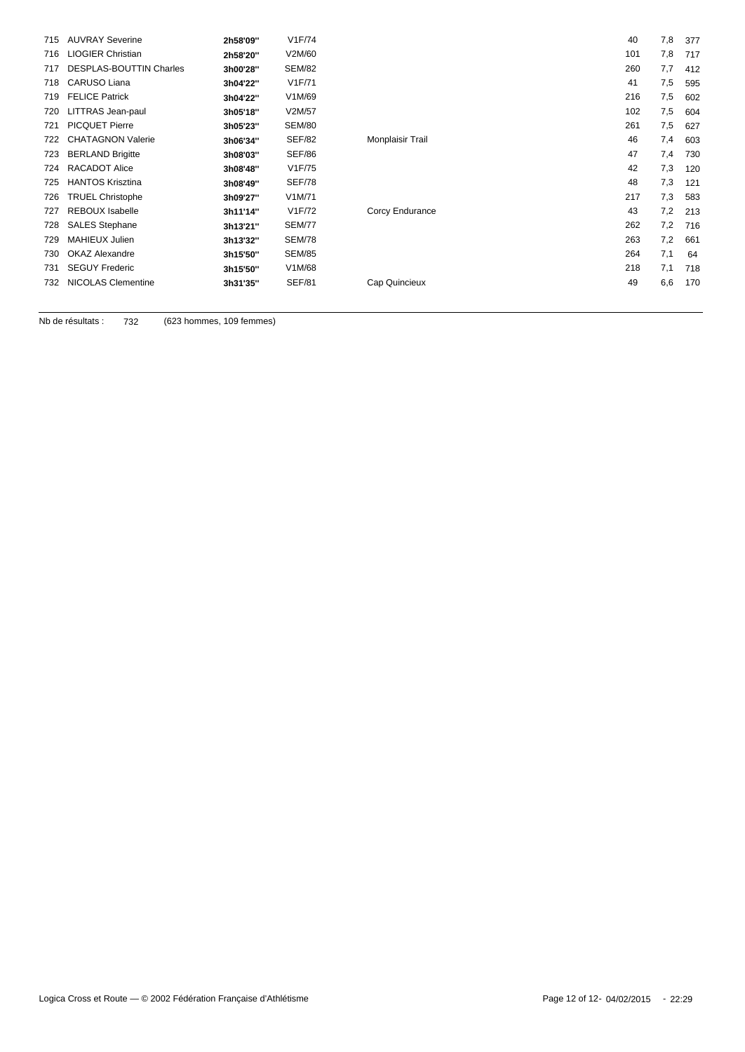| | | | | | | | |
|---|---|---|---|---|---|---|---|
| 715 | AUVRAY Severine | **2h58'09''** | V1F/74 | | 40 | 7,8 | 377 |
| 716 | LIOGIER Christian | **2h58'20''** | V2M/60 | | 101 | 7,8 | 717 |
| 717 | DESPLAS-BOUTTIN Charles | **3h00'28''** | SEM/82 | | 260 | 7,7 | 412 |
| 718 | CARUSO Liana | **3h04'22''** | V1F/71 | | 41 | 7,5 | 595 |
| 719 | FELICE Patrick | **3h04'22''** | V1M/69 | | 216 | 7,5 | 602 |
| 720 | LITTRAS Jean-paul | **3h05'18''** | V2M/57 | | 102 | 7,5 | 604 |
| 721 | PICQUET Pierre | **3h05'23''** | SEM/80 | | 261 | 7,5 | 627 |
| 722 | CHATAGNON Valerie | **3h06'34''** | SEF/82 | Monplaisir Trail | 46 | 7,4 | 603 |
| 723 | BERLAND Brigitte | **3h08'03''** | SEF/86 | | 47 | 7,4 | 730 |
| 724 | RACADOT Alice | **3h08'48''** | V1F/75 | | 42 | 7,3 | 120 |
| 725 | HANTOS Krisztina | **3h08'49''** | SEF/78 | | 48 | 7,3 | 121 |
| 726 | TRUEL Christophe | **3h09'27''** | V1M/71 | | 217 | 7,3 | 583 |
| 727 | REBOUX Isabelle | **3h11'14''** | V1F/72 | Corcy Endurance | 43 | 7,2 | 213 |
| 728 | SALES Stephane | **3h13'21''** | SEM/77 | | 262 | 7,2 | 716 |
| 729 | MAHIEUX Julien | **3h13'32''** | SEM/78 | | 263 | 7,2 | 661 |
| 730 | OKAZ Alexandre | **3h15'50''** | SEM/85 | | 264 | 7,1 | 64 |
| 731 | SEGUY Frederic | **3h15'50''** | V1M/68 | | 218 | 7,1 | 718 |
| 732 | NICOLAS Clementine | **3h31'35''** | SEF/81 | Cap Quincieux | 49 | 6,6 | 170 |

Nb de résultats : 732 (623 hommes, 109 femmes)